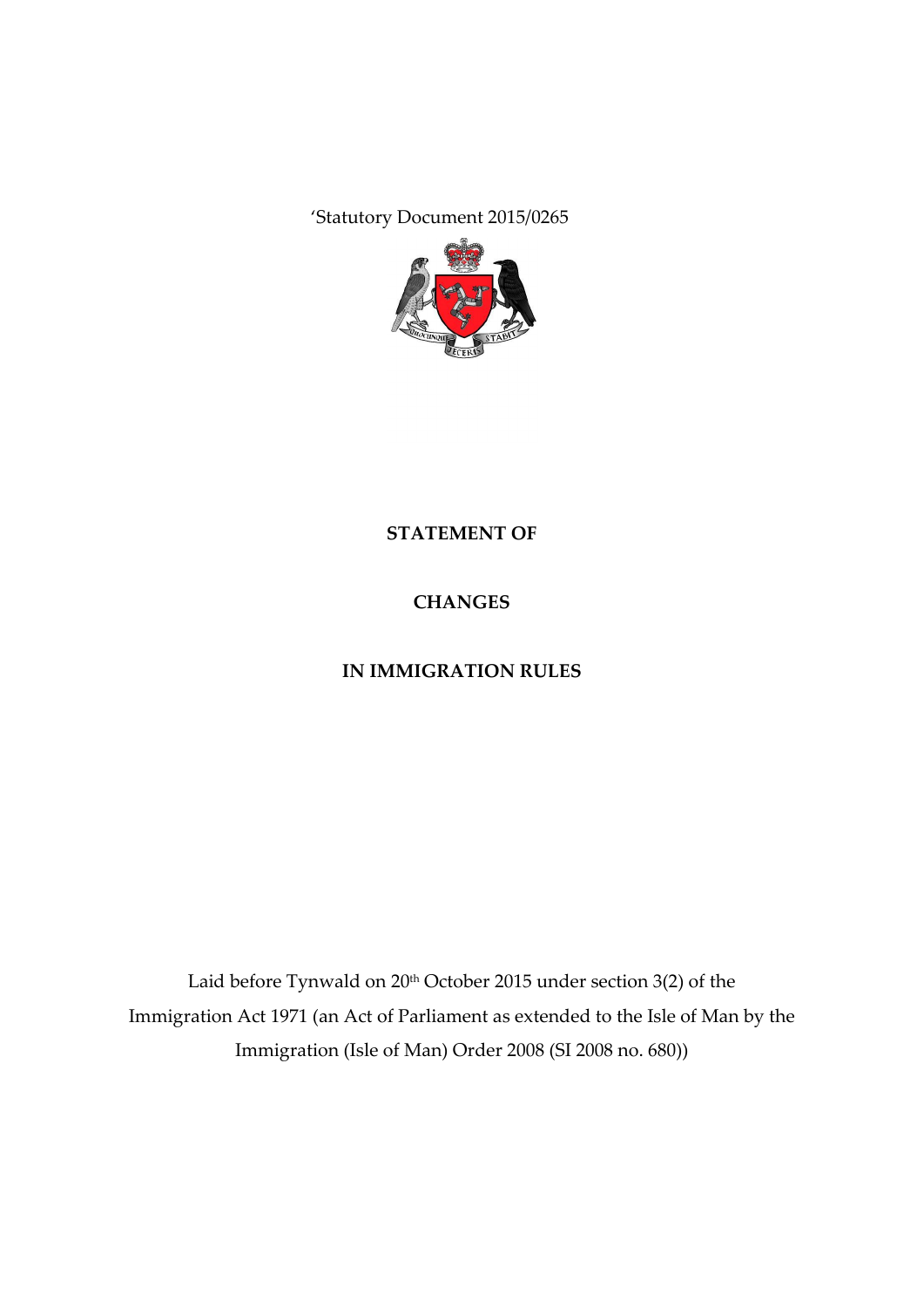'Statutory Document 2015/0265

**STATEMENT OF**

**CHANGES**

**IN IMMIGRATION RULES**

Laid before Tynwald on 20th October 2015 under section 3(2) of the Immigration Act 1971 (an Act of Parliament as extended to the Isle of Man by the Immigration (Isle of Man) Order 2008 (SI 2008 no. 680))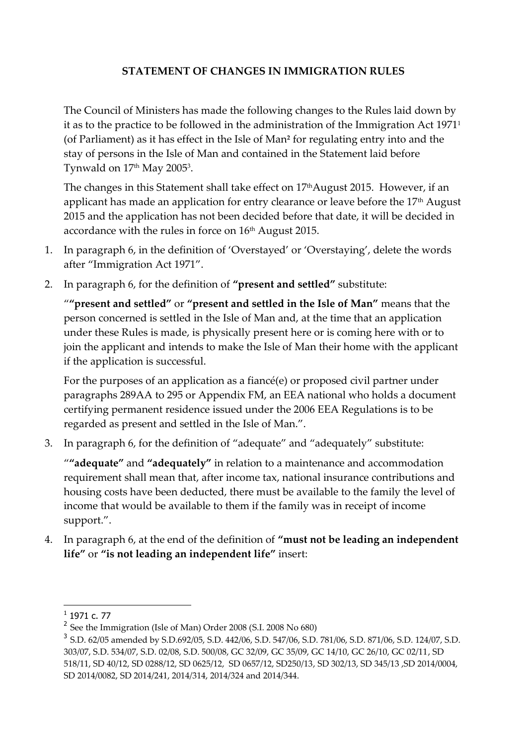**STATEMENT OF CHANGES IN IMMIGRATION RULES**

The Council of Ministers has made the following changes to the Rules laid down by it as to the practice to be followed in the administration of the Immigration Act 1971[1] (of Parliament) as it has effect in the Isle of Man[2] for regulating entry into and the stay of persons in the Isle of Man and contained in the Statement laid before Tynwald on 17th May 2005[3].

The changes in this Statement shall take effect on 17th August 2015. However, if an applicant has made an application for entry clearance or leave before the 17th August 2015 and the application has not been decided before that date, it will be decided in accordance with the rules in force on 16th August 2015.

1. In paragraph 6, in the definition of 'Overstayed' or 'Overstaying', delete the words after "Immigration Act 1971".

2. In paragraph 6, for the definition of **"present and settled"** substitute:

   "**"present and settled"** or **"present and settled in the Isle of Man"** means that the person concerned is settled in the Isle of Man and, at the time that an application under these Rules is made, is physically present here or is coming here with or to join the applicant and intends to make the Isle of Man their home with the applicant if the application is successful.

   For the purposes of an application as a fiancé(e) or proposed civil partner under paragraphs 289AA to 295 or Appendix FM, an EEA national who holds a document certifying permanent residence issued under the 2006 EEA Regulations is to be regarded as present and settled in the Isle of Man.".

3. In paragraph 6, for the definition of "adequate" and "adequately" substitute:

   "**"adequate"** and **"adequately"** in relation to a maintenance and accommodation requirement shall mean that, after income tax, national insurance contributions and housing costs have been deducted, there must be available to the family the level of income that would be available to them if the family was in receipt of income support.".

4. In paragraph 6, at the end of the definition of **"must not be leading an independent life"** or **"is not leading an independent life"** insert:

---

[1] 1971 c. 77

[2] See the Immigration (Isle of Man) Order 2008 (S.I. 2008 No 680)

[3] S.D. 62/05 amended by S.D.692/05, S.D. 442/06, S.D. 547/06, S.D. 781/06, S.D. 871/06, S.D. 124/07, S.D. 303/07, S.D. 534/07, S.D. 02/08, S.D. 500/08, GC 32/09, GC 35/09, GC 14/10, GC 26/10, GC 02/11, SD 518/11, SD 40/12, SD 0288/12, SD 0625/12, SD 0657/12, SD250/13, SD 302/13, SD 345/13 ,SD 2014/0004, SD 2014/0082, SD 2014/241, 2014/314, 2014/324 and 2014/344.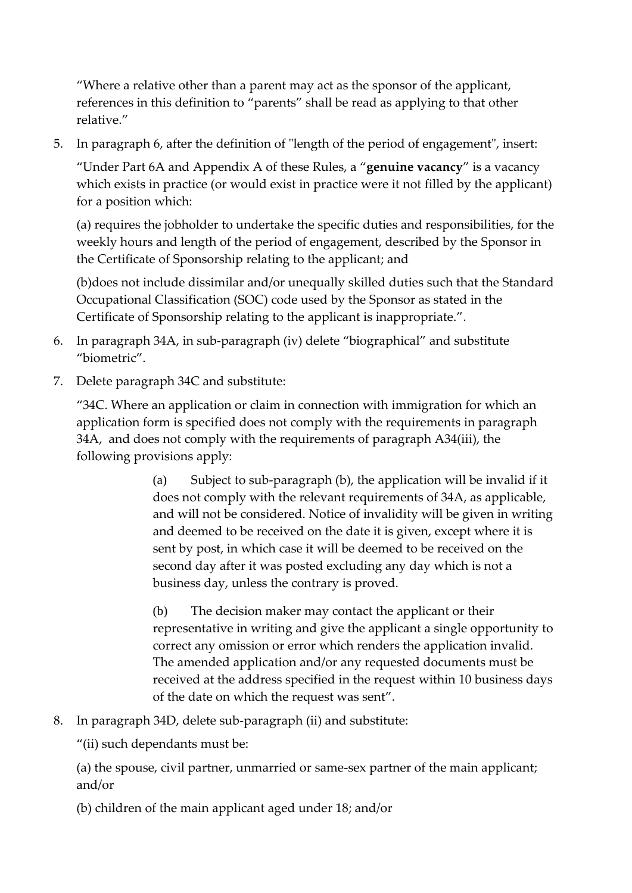"Where a relative other than a parent may act as the sponsor of the applicant, references in this definition to "parents" shall be read as applying to that other relative."

5. In paragraph 6, after the definition of "length of the period of engagement", insert:

   "Under Part 6A and Appendix A of these Rules, a "**genuine vacancy**" is a vacancy which exists in practice (or would exist in practice were it not filled by the applicant) for a position which:

   (a) requires the jobholder to undertake the specific duties and responsibilities, for the weekly hours and length of the period of engagement, described by the Sponsor in the Certificate of Sponsorship relating to the applicant; and

   (b)does not include dissimilar and/or unequally skilled duties such that the Standard Occupational Classification (SOC) code used by the Sponsor as stated in the Certificate of Sponsorship relating to the applicant is inappropriate.".

6. In paragraph 34A, in sub-paragraph (iv) delete "biographical" and substitute "biometric".

7. Delete paragraph 34C and substitute:

   "34C. Where an application or claim in connection with immigration for which an application form is specified does not comply with the requirements in paragraph 34A, and does not comply with the requirements of paragraph A34(iii), the following provisions apply:

   > (a) Subject to sub-paragraph (b), the application will be invalid if it does not comply with the relevant requirements of 34A, as applicable, and will not be considered. Notice of invalidity will be given in writing and deemed to be received on the date it is given, except where it is sent by post, in which case it will be deemed to be received on the second day after it was posted excluding any day which is not a business day, unless the contrary is proved.
   >
   > (b) The decision maker may contact the applicant or their representative in writing and give the applicant a single opportunity to correct any omission or error which renders the application invalid. The amended application and/or any requested documents must be received at the address specified in the request within 10 business days of the date on which the request was sent".

8. In paragraph 34D, delete sub-paragraph (ii) and substitute:

   "(ii) such dependants must be:

   (a) the spouse, civil partner, unmarried or same-sex partner of the main applicant; and/or

   (b) children of the main applicant aged under 18; and/or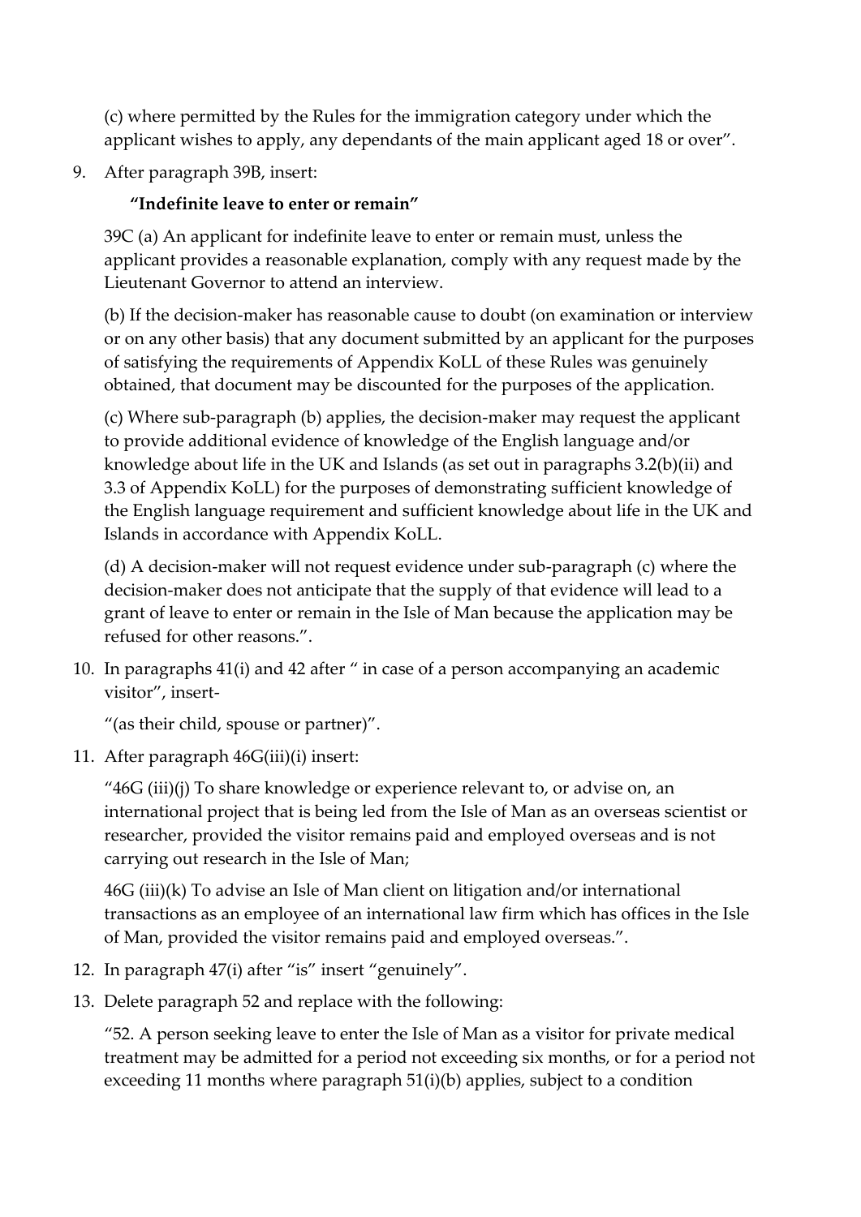(c) where permitted by the Rules for the immigration category under which the applicant wishes to apply, any dependants of the main applicant aged 18 or over".

9. After paragraph 39B, insert:

**"Indefinite leave to enter or remain"**

39C (a) An applicant for indefinite leave to enter or remain must, unless the applicant provides a reasonable explanation, comply with any request made by the Lieutenant Governor to attend an interview.

(b) If the decision-maker has reasonable cause to doubt (on examination or interview or on any other basis) that any document submitted by an applicant for the purposes of satisfying the requirements of Appendix KoLL of these Rules was genuinely obtained, that document may be discounted for the purposes of the application.

(c) Where sub-paragraph (b) applies, the decision-maker may request the applicant to provide additional evidence of knowledge of the English language and/or knowledge about life in the UK and Islands (as set out in paragraphs 3.2(b)(ii) and 3.3 of Appendix KoLL) for the purposes of demonstrating sufficient knowledge of the English language requirement and sufficient knowledge about life in the UK and Islands in accordance with Appendix KoLL.

(d) A decision-maker will not request evidence under sub-paragraph (c) where the decision-maker does not anticipate that the supply of that evidence will lead to a grant of leave to enter or remain in the Isle of Man because the application may be refused for other reasons.".

10. In paragraphs 41(i) and 42 after " in case of a person accompanying an academic visitor", insert-

"(as their child, spouse or partner)".

11. After paragraph 46G(iii)(i) insert:

"46G (iii)(j) To share knowledge or experience relevant to, or advise on, an international project that is being led from the Isle of Man as an overseas scientist or researcher, provided the visitor remains paid and employed overseas and is not carrying out research in the Isle of Man;

46G (iii)(k) To advise an Isle of Man client on litigation and/or international transactions as an employee of an international law firm which has offices in the Isle of Man, provided the visitor remains paid and employed overseas.".

12. In paragraph 47(i) after "is" insert "genuinely".

13. Delete paragraph 52 and replace with the following:

"52. A person seeking leave to enter the Isle of Man as a visitor for private medical treatment may be admitted for a period not exceeding six months, or for a period not exceeding 11 months where paragraph 51(i)(b) applies, subject to a condition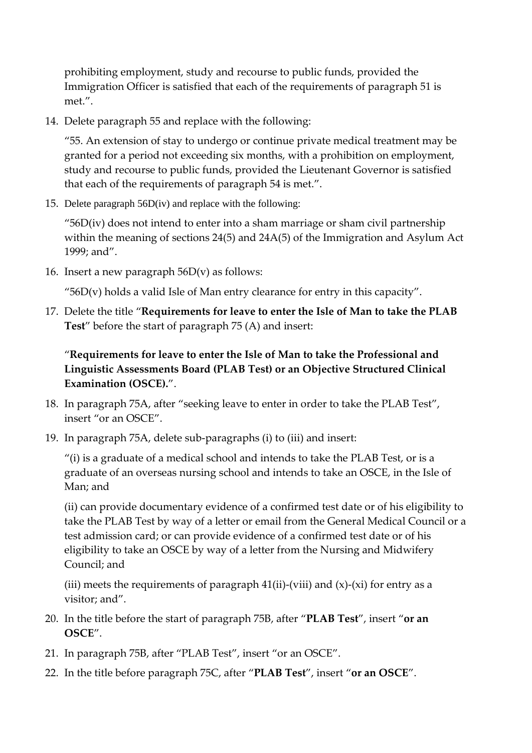prohibiting employment, study and recourse to public funds, provided the Immigration Officer is satisfied that each of the requirements of paragraph 51 is met.".

14. Delete paragraph 55 and replace with the following:

    "55. An extension of stay to undergo or continue private medical treatment may be granted for a period not exceeding six months, with a prohibition on employment, study and recourse to public funds, provided the Lieutenant Governor is satisfied that each of the requirements of paragraph 54 is met.".

15. Delete paragraph 56D(iv) and replace with the following:

    "56D(iv) does not intend to enter into a sham marriage or sham civil partnership within the meaning of sections 24(5) and 24A(5) of the Immigration and Asylum Act 1999; and".

16. Insert a new paragraph 56D(v) as follows:

    "56D(v) holds a valid Isle of Man entry clearance for entry in this capacity".

17. Delete the title "**Requirements for leave to enter the Isle of Man to take the PLAB Test**" before the start of paragraph 75 (A) and insert:

    "**Requirements for leave to enter the Isle of Man to take the Professional and Linguistic Assessments Board (PLAB Test) or an Objective Structured Clinical Examination (OSCE).**".

18. In paragraph 75A, after "seeking leave to enter in order to take the PLAB Test", insert "or an OSCE".

19. In paragraph 75A, delete sub-paragraphs (i) to (iii) and insert:

    "(i) is a graduate of a medical school and intends to take the PLAB Test, or is a graduate of an overseas nursing school and intends to take an OSCE, in the Isle of Man; and

    (ii) can provide documentary evidence of a confirmed test date or of his eligibility to take the PLAB Test by way of a letter or email from the General Medical Council or a test admission card; or can provide evidence of a confirmed test date or of his eligibility to take an OSCE by way of a letter from the Nursing and Midwifery Council; and

    (iii) meets the requirements of paragraph 41(ii)-(viii) and (x)-(xi) for entry as a visitor; and".

20. In the title before the start of paragraph 75B, after "**PLAB Test**", insert "**or an OSCE**".

21. In paragraph 75B, after "PLAB Test", insert "or an OSCE".

22. In the title before paragraph 75C, after "**PLAB Test**", insert "**or an OSCE**".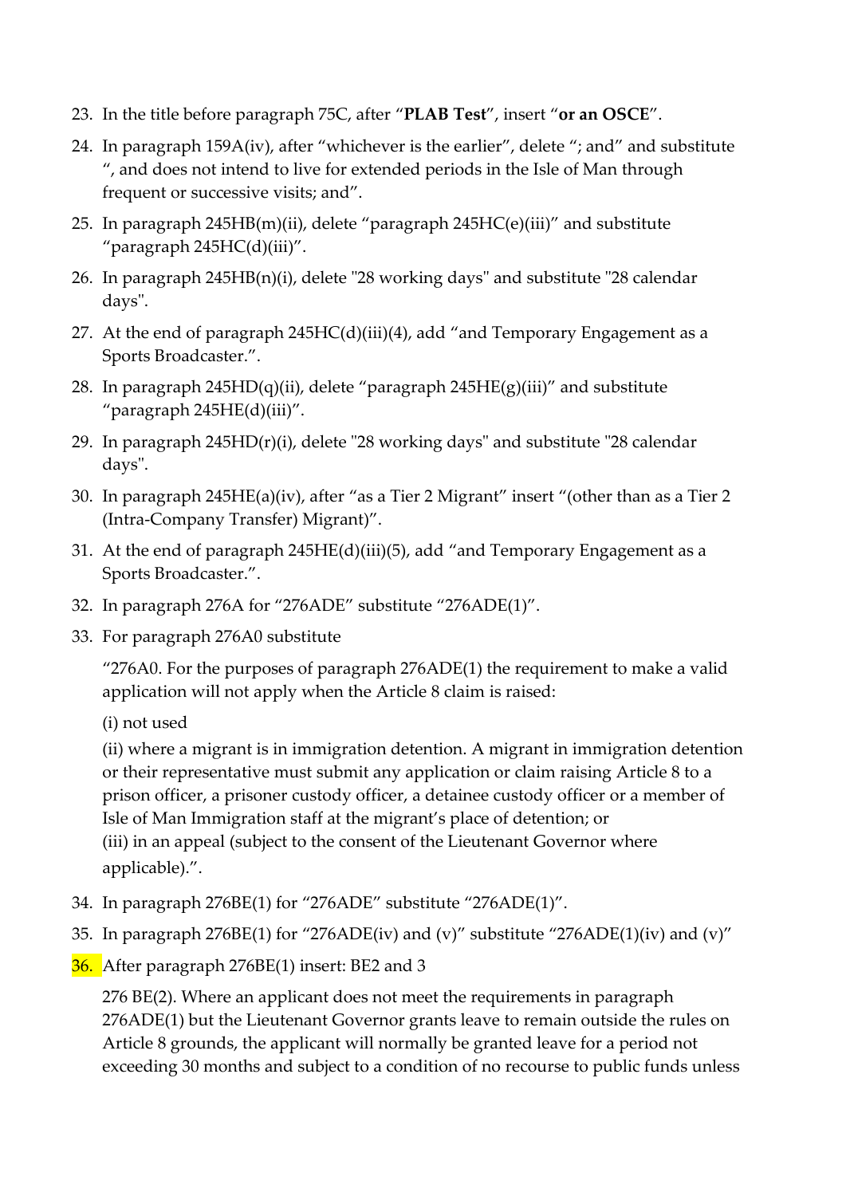23. In the title before paragraph 75C, after "**PLAB Test**", insert "**or an OSCE**".

24. In paragraph 159A(iv), after "whichever is the earlier", delete "; and" and substitute ", and does not intend to live for extended periods in the Isle of Man through frequent or successive visits; and".

25. In paragraph 245HB(m)(ii), delete "paragraph 245HC(e)(iii)" and substitute "paragraph 245HC(d)(iii)".

26. In paragraph 245HB(n)(i), delete "28 working days" and substitute "28 calendar days".

27. At the end of paragraph 245HC(d)(iii)(4), add "and Temporary Engagement as a Sports Broadcaster.".

28. In paragraph 245HD(q)(ii), delete "paragraph 245HE(g)(iii)" and substitute "paragraph 245HE(d)(iii)".

29. In paragraph 245HD(r)(i), delete "28 working days" and substitute "28 calendar days".

30. In paragraph 245HE(a)(iv), after "as a Tier 2 Migrant" insert "(other than as a Tier 2 (Intra-Company Transfer) Migrant)".

31. At the end of paragraph 245HE(d)(iii)(5), add "and Temporary Engagement as a Sports Broadcaster.".

32. In paragraph 276A for "276ADE" substitute "276ADE(1)".

33. For paragraph 276A0 substitute

    "276A0. For the purposes of paragraph 276ADE(1) the requirement to make a valid application will not apply when the Article 8 claim is raised:

    (i) not used

    (ii) where a migrant is in immigration detention. A migrant in immigration detention or their representative must submit any application or claim raising Article 8 to a prison officer, a prisoner custody officer, a detainee custody officer or a member of Isle of Man Immigration staff at the migrant's place of detention; or

    (iii) in an appeal (subject to the consent of the Lieutenant Governor where applicable).".

34. In paragraph 276BE(1) for "276ADE" substitute "276ADE(1)".

35. In paragraph 276BE(1) for "276ADE(iv) and (v)" substitute "276ADE(1)(iv) and (v)"

36. After paragraph 276BE(1) insert: BE2 and 3

    276 BE(2). Where an applicant does not meet the requirements in paragraph 276ADE(1) but the Lieutenant Governor grants leave to remain outside the rules on Article 8 grounds, the applicant will normally be granted leave for a period not exceeding 30 months and subject to a condition of no recourse to public funds unless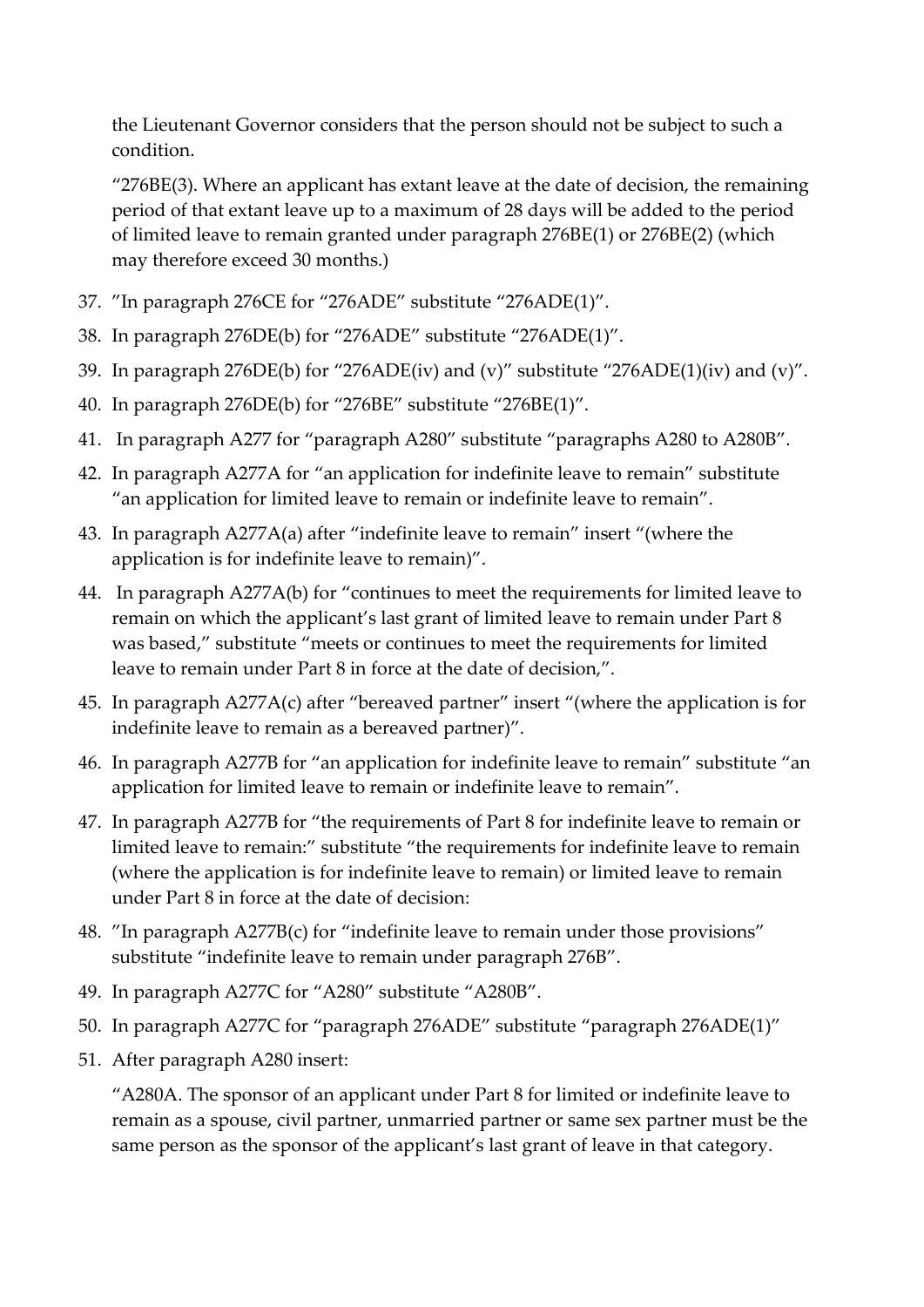the Lieutenant Governor considers that the person should not be subject to such a condition.

"276BE(3). Where an applicant has extant leave at the date of decision, the remaining period of that extant leave up to a maximum of 28 days will be added to the period of limited leave to remain granted under paragraph 276BE(1) or 276BE(2) (which may therefore exceed 30 months.)

37. "In paragraph 276CE for "276ADE" substitute "276ADE(1)".
38. In paragraph 276DE(b) for "276ADE" substitute "276ADE(1)".
39. In paragraph 276DE(b) for "276ADE(iv) and (v)" substitute "276ADE(1)(iv) and (v)".
40. In paragraph 276DE(b) for "276BE" substitute "276BE(1)".
41. In paragraph A277 for "paragraph A280" substitute "paragraphs A280 to A280B".
42. In paragraph A277A for "an application for indefinite leave to remain" substitute "an application for limited leave to remain or indefinite leave to remain".
43. In paragraph A277A(a) after "indefinite leave to remain" insert "(where the application is for indefinite leave to remain)".
44. In paragraph A277A(b) for "continues to meet the requirements for limited leave to remain on which the applicant's last grant of limited leave to remain under Part 8 was based," substitute "meets or continues to meet the requirements for limited leave to remain under Part 8 in force at the date of decision,".
45. In paragraph A277A(c) after "bereaved partner" insert "(where the application is for indefinite leave to remain as a bereaved partner)".
46. In paragraph A277B for "an application for indefinite leave to remain" substitute "an application for limited leave to remain or indefinite leave to remain".
47. In paragraph A277B for "the requirements of Part 8 for indefinite leave to remain or limited leave to remain:" substitute "the requirements for indefinite leave to remain (where the application is for indefinite leave to remain) or limited leave to remain under Part 8 in force at the date of decision:
48. "In paragraph A277B(c) for "indefinite leave to remain under those provisions" substitute "indefinite leave to remain under paragraph 276B".
49. In paragraph A277C for "A280" substitute "A280B".
50. In paragraph A277C for "paragraph 276ADE" substitute "paragraph 276ADE(1)"
51. After paragraph A280 insert:

"A280A. The sponsor of an applicant under Part 8 for limited or indefinite leave to remain as a spouse, civil partner, unmarried partner or same sex partner must be the same person as the sponsor of the applicant's last grant of leave in that category.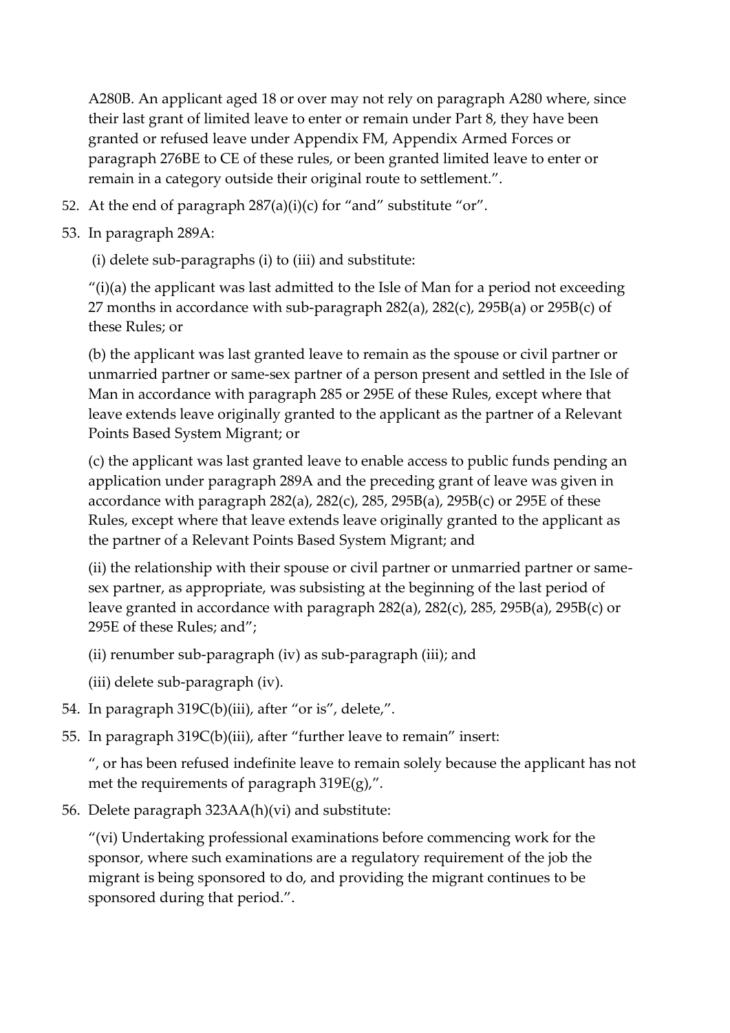A280B. An applicant aged 18 or over may not rely on paragraph A280 where, since their last grant of limited leave to enter or remain under Part 8, they have been granted or refused leave under Appendix FM, Appendix Armed Forces or paragraph 276BE to CE of these rules, or been granted limited leave to enter or remain in a category outside their original route to settlement.".

52. At the end of paragraph 287(a)(i)(c) for "and" substitute "or".

53. In paragraph 289A:

    (i) delete sub-paragraphs (i) to (iii) and substitute:

    "(i)(a) the applicant was last admitted to the Isle of Man for a period not exceeding 27 months in accordance with sub-paragraph 282(a), 282(c), 295B(a) or 295B(c) of these Rules; or

    (b) the applicant was last granted leave to remain as the spouse or civil partner or unmarried partner or same-sex partner of a person present and settled in the Isle of Man in accordance with paragraph 285 or 295E of these Rules, except where that leave extends leave originally granted to the applicant as the partner of a Relevant Points Based System Migrant; or

    (c) the applicant was last granted leave to enable access to public funds pending an application under paragraph 289A and the preceding grant of leave was given in accordance with paragraph 282(a), 282(c), 285, 295B(a), 295B(c) or 295E of these Rules, except where that leave extends leave originally granted to the applicant as the partner of a Relevant Points Based System Migrant; and

    (ii) the relationship with their spouse or civil partner or unmarried partner or same-sex partner, as appropriate, was subsisting at the beginning of the last period of leave granted in accordance with paragraph 282(a), 282(c), 285, 295B(a), 295B(c) or 295E of these Rules; and";

    (ii) renumber sub-paragraph (iv) as sub-paragraph (iii); and

    (iii) delete sub-paragraph (iv).

54. In paragraph 319C(b)(iii), after "or is", delete,".

55. In paragraph 319C(b)(iii), after "further leave to remain" insert:

    ", or has been refused indefinite leave to remain solely because the applicant has not met the requirements of paragraph 319E(g),".

56. Delete paragraph 323AA(h)(vi) and substitute:

    "(vi) Undertaking professional examinations before commencing work for the sponsor, where such examinations are a regulatory requirement of the job the migrant is being sponsored to do, and providing the migrant continues to be sponsored during that period.".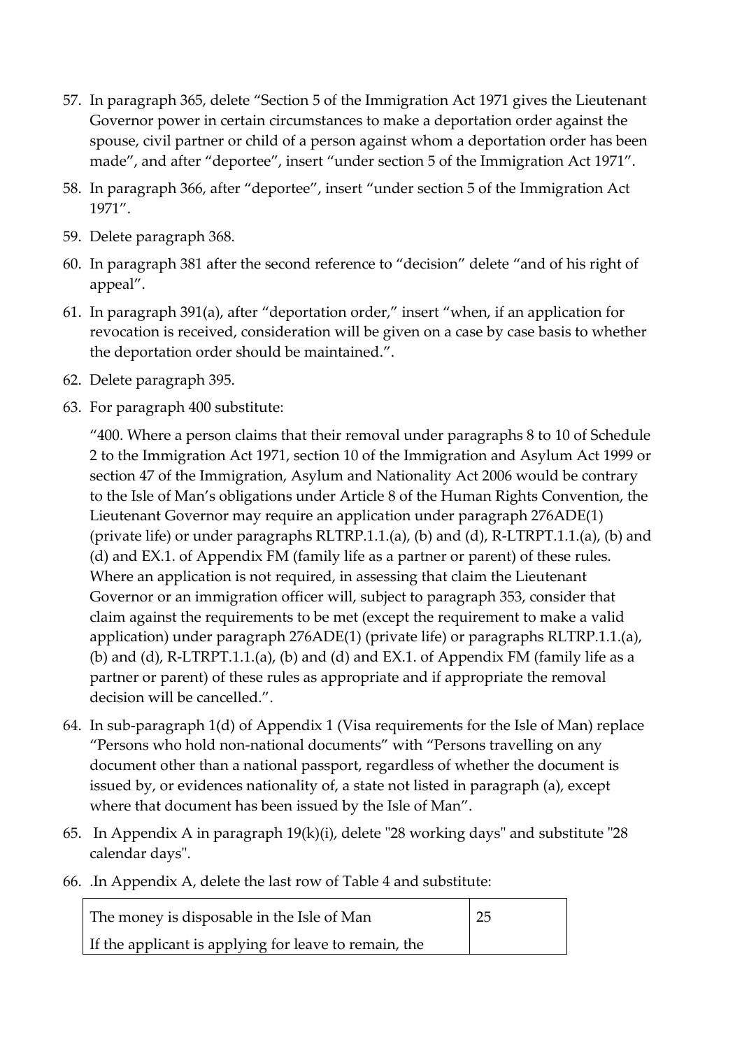57. In paragraph 365, delete "Section 5 of the Immigration Act 1971 gives the Lieutenant Governor power in certain circumstances to make a deportation order against the spouse, civil partner or child of a person against whom a deportation order has been made", and after "deportee", insert "under section 5 of the Immigration Act 1971".

58. In paragraph 366, after "deportee", insert "under section 5 of the Immigration Act 1971".

59. Delete paragraph 368.

60. In paragraph 381 after the second reference to "decision" delete "and of his right of appeal".

61. In paragraph 391(a), after "deportation order," insert "when, if an application for revocation is received, consideration will be given on a case by case basis to whether the deportation order should be maintained.".

62. Delete paragraph 395.

63. For paragraph 400 substitute:

    "400. Where a person claims that their removal under paragraphs 8 to 10 of Schedule 2 to the Immigration Act 1971, section 10 of the Immigration and Asylum Act 1999 or section 47 of the Immigration, Asylum and Nationality Act 2006 would be contrary to the Isle of Man's obligations under Article 8 of the Human Rights Convention, the Lieutenant Governor may require an application under paragraph 276ADE(1) (private life) or under paragraphs RLTRP.1.1.(a), (b) and (d), R-LTRPT.1.1.(a), (b) and (d) and EX.1. of Appendix FM (family life as a partner or parent) of these rules. Where an application is not required, in assessing that claim the Lieutenant Governor or an immigration officer will, subject to paragraph 353, consider that claim against the requirements to be met (except the requirement to make a valid application) under paragraph 276ADE(1) (private life) or paragraphs RLTRP.1.1.(a), (b) and (d), R-LTRPT.1.1.(a), (b) and (d) and EX.1. of Appendix FM (family life as a partner or parent) of these rules as appropriate and if appropriate the removal decision will be cancelled.".

64. In sub-paragraph 1(d) of Appendix 1 (Visa requirements for the Isle of Man) replace "Persons who hold non-national documents" with "Persons travelling on any document other than a national passport, regardless of whether the document is issued by, or evidences nationality of, a state not listed in paragraph (a), except where that document has been issued by the Isle of Man".

65. In Appendix A in paragraph 19(k)(i), delete "28 working days" and substitute "28 calendar days".

66. .In Appendix A, delete the last row of Table 4 and substitute:

| The money is disposable in the Isle of Man<br>If the applicant is applying for leave to remain, the | 25 |
|---|---|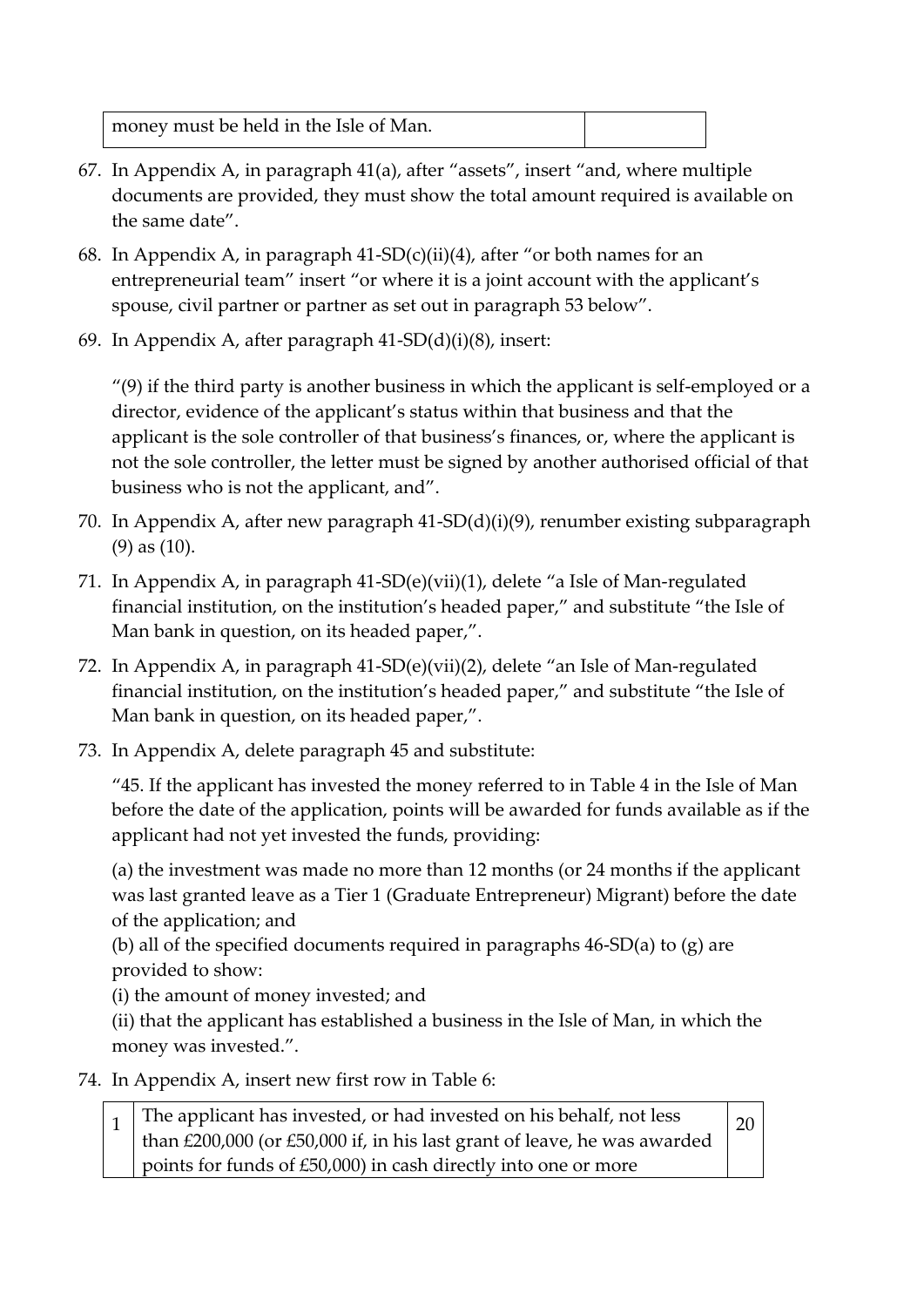| money must be held in the Isle of Man. | |
|---|---|

67. In Appendix A, in paragraph 41(a), after “assets”, insert “and, where multiple documents are provided, they must show the total amount required is available on the same date”.

68. In Appendix A, in paragraph 41-SD(c)(ii)(4), after “or both names for an entrepreneurial team” insert “or where it is a joint account with the applicant’s spouse, civil partner or partner as set out in paragraph 53 below”.

69. In Appendix A, after paragraph 41-SD(d)(i)(8), insert:

    “(9) if the third party is another business in which the applicant is self-employed or a director, evidence of the applicant’s status within that business and that the applicant is the sole controller of that business’s finances, or, where the applicant is not the sole controller, the letter must be signed by another authorised official of that business who is not the applicant, and”.

70. In Appendix A, after new paragraph 41-SD(d)(i)(9), renumber existing subparagraph (9) as (10).

71. In Appendix A, in paragraph 41-SD(e)(vii)(1), delete “a Isle of Man-regulated financial institution, on the institution’s headed paper,” and substitute “the Isle of Man bank in question, on its headed paper,”.

72. In Appendix A, in paragraph 41-SD(e)(vii)(2), delete “an Isle of Man-regulated financial institution, on the institution’s headed paper,” and substitute “the Isle of Man bank in question, on its headed paper,”.

73. In Appendix A, delete paragraph 45 and substitute:

    “45. If the applicant has invested the money referred to in Table 4 in the Isle of Man before the date of the application, points will be awarded for funds available as if the applicant had not yet invested the funds, providing:

    (a) the investment was made no more than 12 months (or 24 months if the applicant was last granted leave as a Tier 1 (Graduate Entrepreneur) Migrant) before the date of the application; and
    (b) all of the specified documents required in paragraphs 46-SD(a) to (g) are provided to show:
    (i) the amount of money invested; and
    (ii) that the applicant has established a business in the Isle of Man, in which the money was invested.”.

74. In Appendix A, insert new first row in Table 6:

| 1 | The applicant has invested, or had invested on his behalf, not less than £200,000 (or £50,000 if, in his last grant of leave, he was awarded points for funds of £50,000) in cash directly into one or more | 20 |
|---|---|---|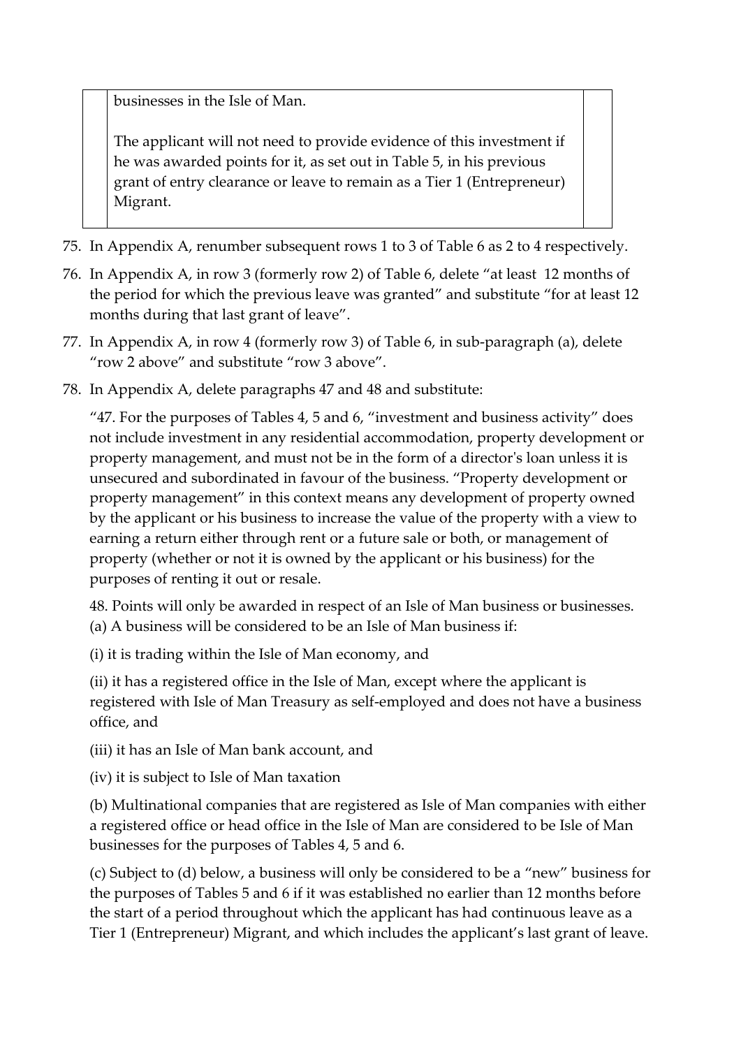| | | |
|---|---|---|
| | businesses in the Isle of Man.<br><br>The applicant will not need to provide evidence of this investment if he was awarded points for it, as set out in Table 5, in his previous grant of entry clearance or leave to remain as a Tier 1 (Entrepreneur) Migrant. | |

75. In Appendix A, renumber subsequent rows 1 to 3 of Table 6 as 2 to 4 respectively.

76. In Appendix A, in row 3 (formerly row 2) of Table 6, delete "at least 12 months of the period for which the previous leave was granted" and substitute "for at least 12 months during that last grant of leave".

77. In Appendix A, in row 4 (formerly row 3) of Table 6, in sub-paragraph (a), delete "row 2 above" and substitute "row 3 above".

78. In Appendix A, delete paragraphs 47 and 48 and substitute:

"47. For the purposes of Tables 4, 5 and 6, "investment and business activity" does not include investment in any residential accommodation, property development or property management, and must not be in the form of a director's loan unless it is unsecured and subordinated in favour of the business. "Property development or property management" in this context means any development of property owned by the applicant or his business to increase the value of the property with a view to earning a return either through rent or a future sale or both, or management of property (whether or not it is owned by the applicant or his business) for the purposes of renting it out or resale.

48. Points will only be awarded in respect of an Isle of Man business or businesses.
(a) A business will be considered to be an Isle of Man business if:

(i) it is trading within the Isle of Man economy, and

(ii) it has a registered office in the Isle of Man, except where the applicant is registered with Isle of Man Treasury as self-employed and does not have a business office, and

(iii) it has an Isle of Man bank account, and

(iv) it is subject to Isle of Man taxation

(b) Multinational companies that are registered as Isle of Man companies with either a registered office or head office in the Isle of Man are considered to be Isle of Man businesses for the purposes of Tables 4, 5 and 6.

(c) Subject to (d) below, a business will only be considered to be a "new" business for the purposes of Tables 5 and 6 if it was established no earlier than 12 months before the start of a period throughout which the applicant has had continuous leave as a Tier 1 (Entrepreneur) Migrant, and which includes the applicant's last grant of leave.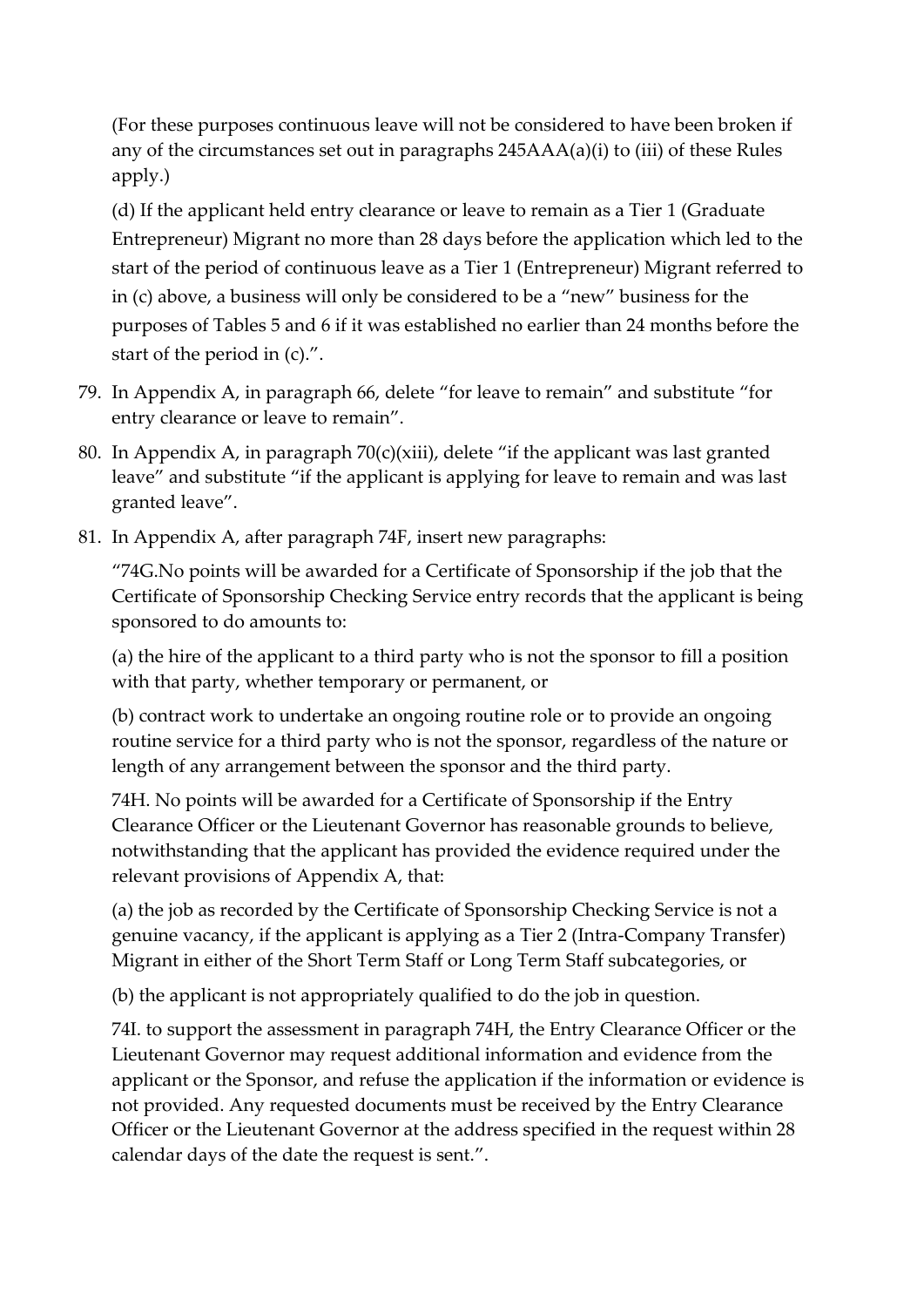(For these purposes continuous leave will not be considered to have been broken if any of the circumstances set out in paragraphs 245AAA(a)(i) to (iii) of these Rules apply.)

(d) If the applicant held entry clearance or leave to remain as a Tier 1 (Graduate Entrepreneur) Migrant no more than 28 days before the application which led to the start of the period of continuous leave as a Tier 1 (Entrepreneur) Migrant referred to in (c) above, a business will only be considered to be a "new" business for the purposes of Tables 5 and 6 if it was established no earlier than 24 months before the start of the period in (c).".

79. In Appendix A, in paragraph 66, delete "for leave to remain" and substitute "for entry clearance or leave to remain".

80. In Appendix A, in paragraph 70(c)(xiii), delete "if the applicant was last granted leave" and substitute "if the applicant is applying for leave to remain and was last granted leave".

81. In Appendix A, after paragraph 74F, insert new paragraphs:

"74G.No points will be awarded for a Certificate of Sponsorship if the job that the Certificate of Sponsorship Checking Service entry records that the applicant is being sponsored to do amounts to:

(a) the hire of the applicant to a third party who is not the sponsor to fill a position with that party, whether temporary or permanent, or

(b) contract work to undertake an ongoing routine role or to provide an ongoing routine service for a third party who is not the sponsor, regardless of the nature or length of any arrangement between the sponsor and the third party.

74H. No points will be awarded for a Certificate of Sponsorship if the Entry Clearance Officer or the Lieutenant Governor has reasonable grounds to believe, notwithstanding that the applicant has provided the evidence required under the relevant provisions of Appendix A, that:

(a) the job as recorded by the Certificate of Sponsorship Checking Service is not a genuine vacancy, if the applicant is applying as a Tier 2 (Intra-Company Transfer) Migrant in either of the Short Term Staff or Long Term Staff subcategories, or

(b) the applicant is not appropriately qualified to do the job in question.

74I. to support the assessment in paragraph 74H, the Entry Clearance Officer or the Lieutenant Governor may request additional information and evidence from the applicant or the Sponsor, and refuse the application if the information or evidence is not provided. Any requested documents must be received by the Entry Clearance Officer or the Lieutenant Governor at the address specified in the request within 28 calendar days of the date the request is sent.".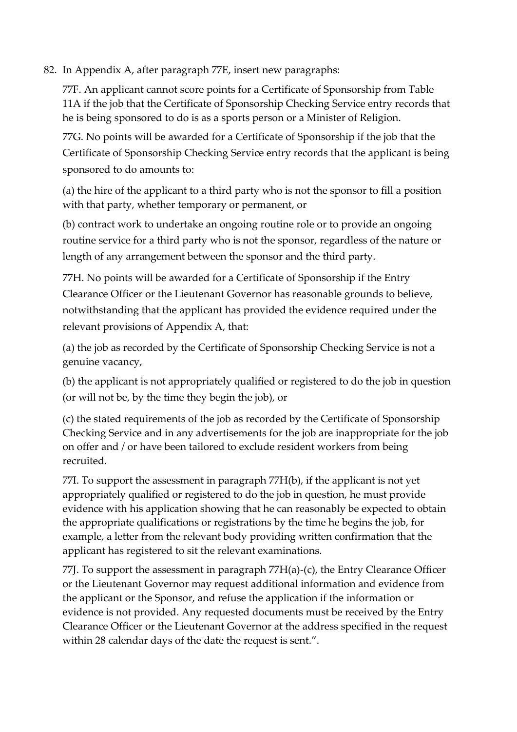82. In Appendix A, after paragraph 77E, insert new paragraphs:

77F. An applicant cannot score points for a Certificate of Sponsorship from Table 11A if the job that the Certificate of Sponsorship Checking Service entry records that he is being sponsored to do is as a sports person or a Minister of Religion.

77G. No points will be awarded for a Certificate of Sponsorship if the job that the Certificate of Sponsorship Checking Service entry records that the applicant is being sponsored to do amounts to:

(a) the hire of the applicant to a third party who is not the sponsor to fill a position with that party, whether temporary or permanent, or

(b) contract work to undertake an ongoing routine role or to provide an ongoing routine service for a third party who is not the sponsor, regardless of the nature or length of any arrangement between the sponsor and the third party.

77H. No points will be awarded for a Certificate of Sponsorship if the Entry Clearance Officer or the Lieutenant Governor has reasonable grounds to believe, notwithstanding that the applicant has provided the evidence required under the relevant provisions of Appendix A, that:

(a) the job as recorded by the Certificate of Sponsorship Checking Service is not a genuine vacancy,

(b) the applicant is not appropriately qualified or registered to do the job in question (or will not be, by the time they begin the job), or

(c) the stated requirements of the job as recorded by the Certificate of Sponsorship Checking Service and in any advertisements for the job are inappropriate for the job on offer and / or have been tailored to exclude resident workers from being recruited.

77I. To support the assessment in paragraph 77H(b), if the applicant is not yet appropriately qualified or registered to do the job in question, he must provide evidence with his application showing that he can reasonably be expected to obtain the appropriate qualifications or registrations by the time he begins the job, for example, a letter from the relevant body providing written confirmation that the applicant has registered to sit the relevant examinations.

77J. To support the assessment in paragraph 77H(a)-(c), the Entry Clearance Officer or the Lieutenant Governor may request additional information and evidence from the applicant or the Sponsor, and refuse the application if the information or evidence is not provided. Any requested documents must be received by the Entry Clearance Officer or the Lieutenant Governor at the address specified in the request within 28 calendar days of the date the request is sent.".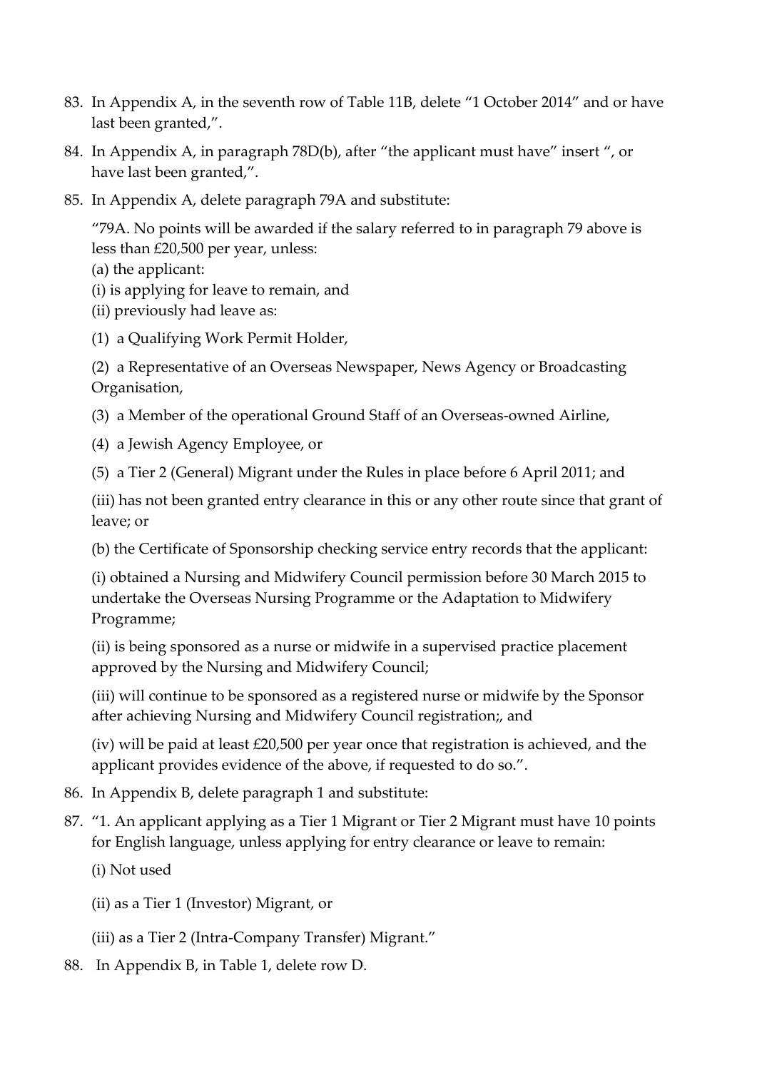83. In Appendix A, in the seventh row of Table 11B, delete "1 October 2014" and or have last been granted,".

84. In Appendix A, in paragraph 78D(b), after "the applicant must have" insert ", or have last been granted,".

85. In Appendix A, delete paragraph 79A and substitute:

   "79A. No points will be awarded if the salary referred to in paragraph 79 above is less than £20,500 per year, unless:
   (a) the applicant:
   (i) is applying for leave to remain, and
   (ii) previously had leave as:

   (1) a Qualifying Work Permit Holder,

   (2) a Representative of an Overseas Newspaper, News Agency or Broadcasting Organisation,

   (3) a Member of the operational Ground Staff of an Overseas-owned Airline,

   (4) a Jewish Agency Employee, or

   (5) a Tier 2 (General) Migrant under the Rules in place before 6 April 2011; and

   (iii) has not been granted entry clearance in this or any other route since that grant of leave; or

   (b) the Certificate of Sponsorship checking service entry records that the applicant:

   (i) obtained a Nursing and Midwifery Council permission before 30 March 2015 to undertake the Overseas Nursing Programme or the Adaptation to Midwifery Programme;

   (ii) is being sponsored as a nurse or midwife in a supervised practice placement approved by the Nursing and Midwifery Council;

   (iii) will continue to be sponsored as a registered nurse or midwife by the Sponsor after achieving Nursing and Midwifery Council registration;, and

   (iv) will be paid at least £20,500 per year once that registration is achieved, and the applicant provides evidence of the above, if requested to do so.".

86. In Appendix B, delete paragraph 1 and substitute:

87. "1. An applicant applying as a Tier 1 Migrant or Tier 2 Migrant must have 10 points for English language, unless applying for entry clearance or leave to remain:

   (i) Not used

   (ii) as a Tier 1 (Investor) Migrant, or

   (iii) as a Tier 2 (Intra-Company Transfer) Migrant."

88. In Appendix B, in Table 1, delete row D.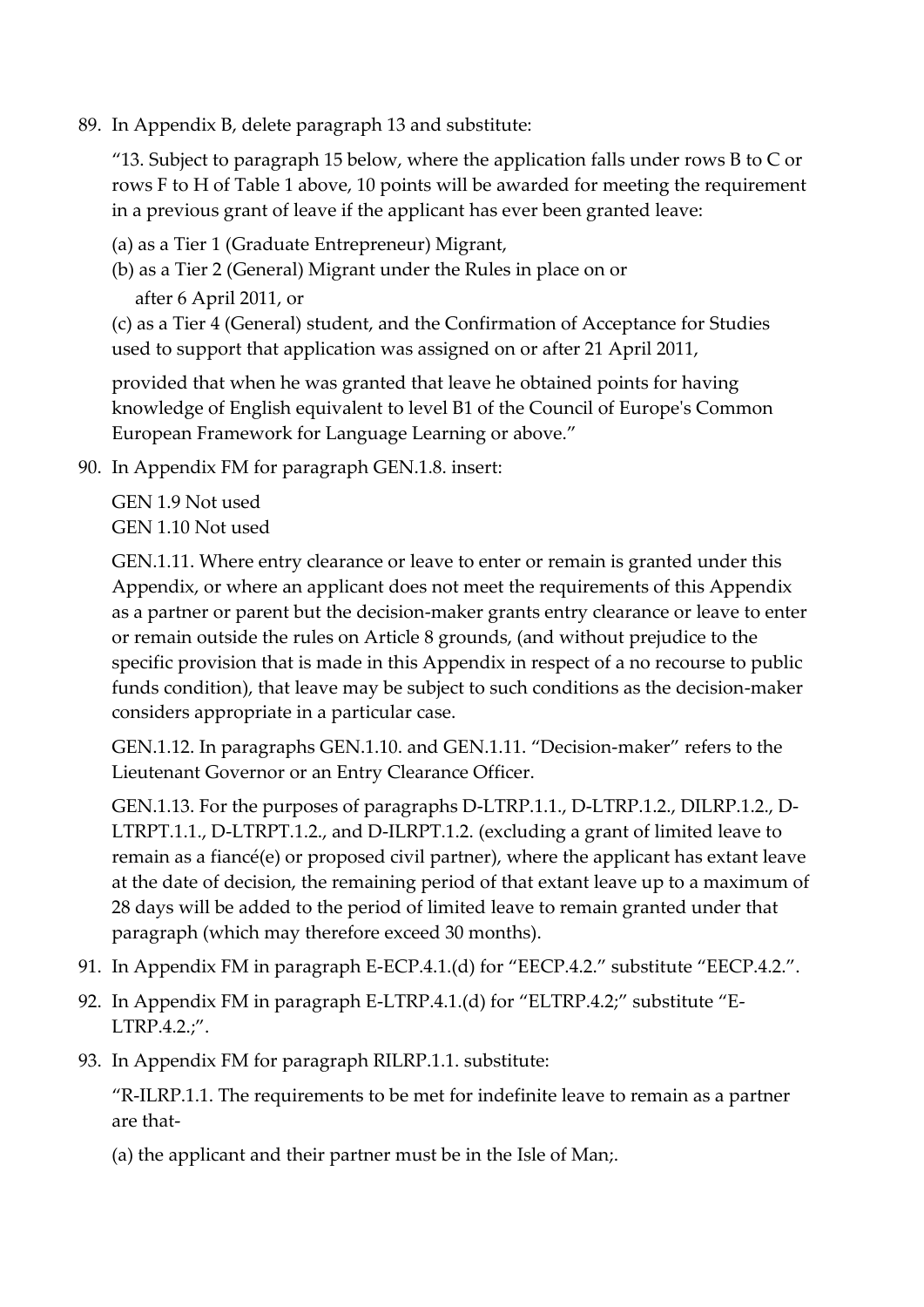89. In Appendix B, delete paragraph 13 and substitute:

   "13. Subject to paragraph 15 below, where the application falls under rows B to C or rows F to H of Table 1 above, 10 points will be awarded for meeting the requirement in a previous grant of leave if the applicant has ever been granted leave:

   (a) as a Tier 1 (Graduate Entrepreneur) Migrant,

   (b) as a Tier 2 (General) Migrant under the Rules in place on or after 6 April 2011, or

   (c) as a Tier 4 (General) student, and the Confirmation of Acceptance for Studies used to support that application was assigned on or after 21 April 2011,

   provided that when he was granted that leave he obtained points for having knowledge of English equivalent to level B1 of the Council of Europe's Common European Framework for Language Learning or above."

90. In Appendix FM for paragraph GEN.1.8. insert:

   GEN 1.9 Not used
   GEN 1.10 Not used

   GEN.1.11. Where entry clearance or leave to enter or remain is granted under this Appendix, or where an applicant does not meet the requirements of this Appendix as a partner or parent but the decision-maker grants entry clearance or leave to enter or remain outside the rules on Article 8 grounds, (and without prejudice to the specific provision that is made in this Appendix in respect of a no recourse to public funds condition), that leave may be subject to such conditions as the decision-maker considers appropriate in a particular case.

   GEN.1.12. In paragraphs GEN.1.10. and GEN.1.11. "Decision-maker" refers to the Lieutenant Governor or an Entry Clearance Officer.

   GEN.1.13. For the purposes of paragraphs D-LTRP.1.1., D-LTRP.1.2., DILRP.1.2., D-LTRPT.1.1., D-LTRPT.1.2., and D-ILRPT.1.2. (excluding a grant of limited leave to remain as a fiancé(e) or proposed civil partner), where the applicant has extant leave at the date of decision, the remaining period of that extant leave up to a maximum of 28 days will be added to the period of limited leave to remain granted under that paragraph (which may therefore exceed 30 months).

91. In Appendix FM in paragraph E-ECP.4.1.(d) for "EECP.4.2." substitute "EECP.4.2.".

92. In Appendix FM in paragraph E-LTRP.4.1.(d) for "ELTRP.4.2;" substitute "E-LTRP.4.2.;".

93. In Appendix FM for paragraph RILRP.1.1. substitute:

   "R-ILRP.1.1. The requirements to be met for indefinite leave to remain as a partner are that-

   (a) the applicant and their partner must be in the Isle of Man;.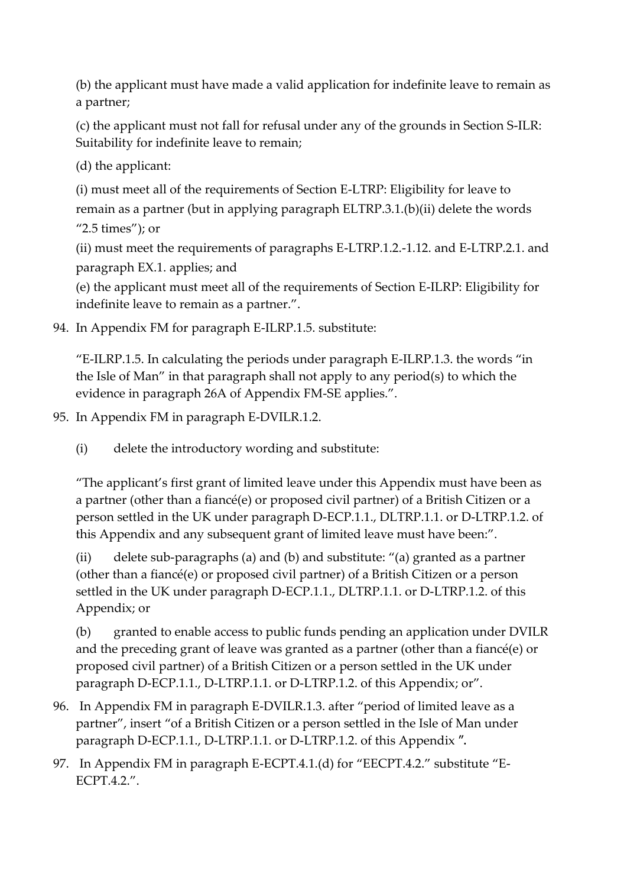(b) the applicant must have made a valid application for indefinite leave to remain as a partner;

(c) the applicant must not fall for refusal under any of the grounds in Section S-ILR: Suitability for indefinite leave to remain;

(d) the applicant:

(i) must meet all of the requirements of Section E-LTRP: Eligibility for leave to remain as a partner (but in applying paragraph ELTRP.3.1.(b)(ii) delete the words "2.5 times"); or

(ii) must meet the requirements of paragraphs E-LTRP.1.2.-1.12. and E-LTRP.2.1. and paragraph EX.1. applies; and

(e) the applicant must meet all of the requirements of Section E-ILRP: Eligibility for indefinite leave to remain as a partner.".

94. In Appendix FM for paragraph E-ILRP.1.5. substitute:

"E-ILRP.1.5. In calculating the periods under paragraph E-ILRP.1.3. the words "in the Isle of Man" in that paragraph shall not apply to any period(s) to which the evidence in paragraph 26A of Appendix FM-SE applies.".

95. In Appendix FM in paragraph E-DVILR.1.2.

(i) delete the introductory wording and substitute:

"The applicant's first grant of limited leave under this Appendix must have been as a partner (other than a fiancé(e) or proposed civil partner) of a British Citizen or a person settled in the UK under paragraph D-ECP.1.1., DLTRP.1.1. or D-LTRP.1.2. of this Appendix and any subsequent grant of limited leave must have been:".

(ii) delete sub-paragraphs (a) and (b) and substitute: "(a) granted as a partner (other than a fiancé(e) or proposed civil partner) of a British Citizen or a person settled in the UK under paragraph D-ECP.1.1., DLTRP.1.1. or D-LTRP.1.2. of this Appendix; or

(b) granted to enable access to public funds pending an application under DVILR and the preceding grant of leave was granted as a partner (other than a fiancé(e) or proposed civil partner) of a British Citizen or a person settled in the UK under paragraph D-ECP.1.1., D-LTRP.1.1. or D-LTRP.1.2. of this Appendix; or".

96. In Appendix FM in paragraph E-DVILR.1.3. after "period of limited leave as a partner", insert "of a British Citizen or a person settled in the Isle of Man under paragraph D-ECP.1.1., D-LTRP.1.1. or D-LTRP.1.2. of this Appendix ".

97. In Appendix FM in paragraph E-ECPT.4.1.(d) for "EECPT.4.2." substitute "E-ECPT.4.2.".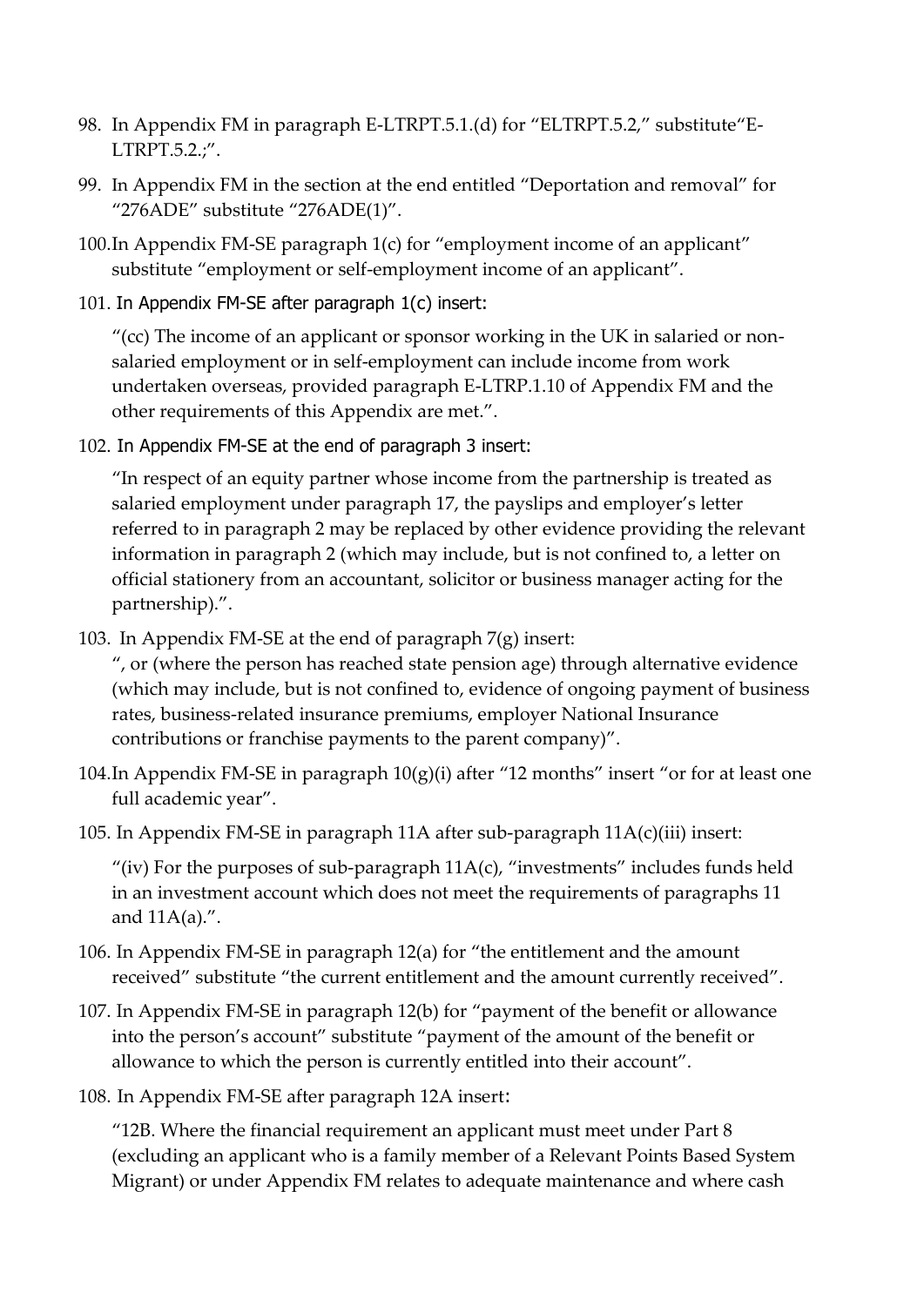98. In Appendix FM in paragraph E-LTRPT.5.1.(d) for "ELTRPT.5.2," substitute"E-LTRPT.5.2.;".

99. In Appendix FM in the section at the end entitled "Deportation and removal" for "276ADE" substitute "276ADE(1)".

100. In Appendix FM-SE paragraph 1(c) for "employment income of an applicant" substitute "employment or self-employment income of an applicant".

101. In Appendix FM-SE after paragraph 1(c) insert:

    "(cc) The income of an applicant or sponsor working in the UK in salaried or non-salaried employment or in self-employment can include income from work undertaken overseas, provided paragraph E-LTRP.1.10 of Appendix FM and the other requirements of this Appendix are met.".

102. In Appendix FM-SE at the end of paragraph 3 insert:

    "In respect of an equity partner whose income from the partnership is treated as salaried employment under paragraph 17, the payslips and employer's letter referred to in paragraph 2 may be replaced by other evidence providing the relevant information in paragraph 2 (which may include, but is not confined to, a letter on official stationery from an accountant, solicitor or business manager acting for the partnership).".

103. In Appendix FM-SE at the end of paragraph 7(g) insert:
    ", or (where the person has reached state pension age) through alternative evidence (which may include, but is not confined to, evidence of ongoing payment of business rates, business-related insurance premiums, employer National Insurance contributions or franchise payments to the parent company)".

104. In Appendix FM-SE in paragraph 10(g)(i) after "12 months" insert "or for at least one full academic year".

105. In Appendix FM-SE in paragraph 11A after sub-paragraph 11A(c)(iii) insert:

    "(iv) For the purposes of sub-paragraph 11A(c), "investments" includes funds held in an investment account which does not meet the requirements of paragraphs 11 and 11A(a).".

106. In Appendix FM-SE in paragraph 12(a) for "the entitlement and the amount received" substitute "the current entitlement and the amount currently received".

107. In Appendix FM-SE in paragraph 12(b) for "payment of the benefit or allowance into the person's account" substitute "payment of the amount of the benefit or allowance to which the person is currently entitled into their account".

108. In Appendix FM-SE after paragraph 12A insert:

    "12B. Where the financial requirement an applicant must meet under Part 8 (excluding an applicant who is a family member of a Relevant Points Based System Migrant) or under Appendix FM relates to adequate maintenance and where cash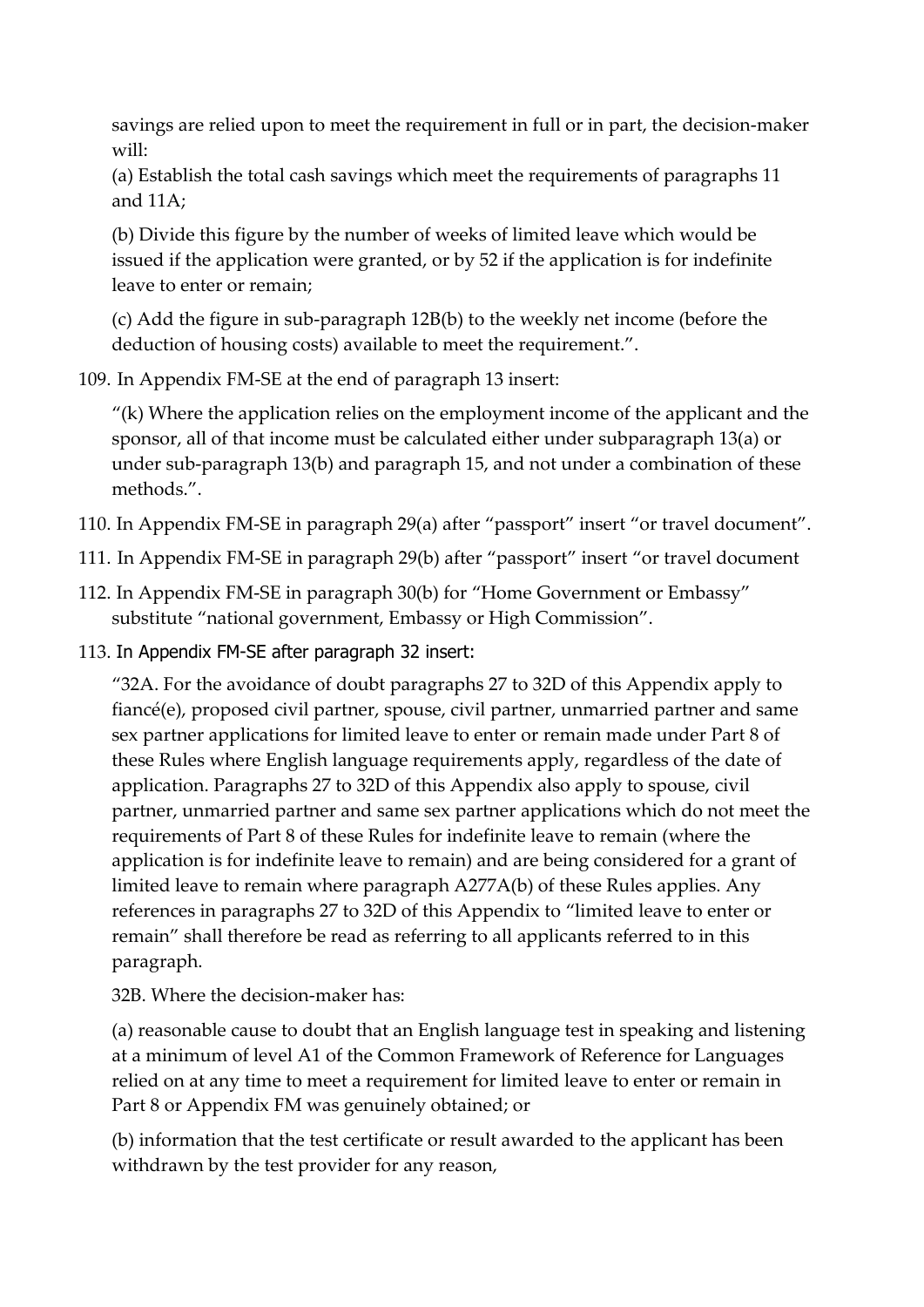savings are relied upon to meet the requirement in full or in part, the decision-maker will:

(a) Establish the total cash savings which meet the requirements of paragraphs 11 and 11A;

(b) Divide this figure by the number of weeks of limited leave which would be issued if the application were granted, or by 52 if the application is for indefinite leave to enter or remain;

(c) Add the figure in sub-paragraph 12B(b) to the weekly net income (before the deduction of housing costs) available to meet the requirement.".

109. In Appendix FM-SE at the end of paragraph 13 insert:

"(k) Where the application relies on the employment income of the applicant and the sponsor, all of that income must be calculated either under subparagraph 13(a) or under sub-paragraph 13(b) and paragraph 15, and not under a combination of these methods.".

110. In Appendix FM-SE in paragraph 29(a) after "passport" insert "or travel document".

111. In Appendix FM-SE in paragraph 29(b) after "passport" insert "or travel document

112. In Appendix FM-SE in paragraph 30(b) for "Home Government or Embassy" substitute "national government, Embassy or High Commission".

113. In Appendix FM-SE after paragraph 32 insert:

"32A. For the avoidance of doubt paragraphs 27 to 32D of this Appendix apply to fiancé(e), proposed civil partner, spouse, civil partner, unmarried partner and same sex partner applications for limited leave to enter or remain made under Part 8 of these Rules where English language requirements apply, regardless of the date of application. Paragraphs 27 to 32D of this Appendix also apply to spouse, civil partner, unmarried partner and same sex partner applications which do not meet the requirements of Part 8 of these Rules for indefinite leave to remain (where the application is for indefinite leave to remain) and are being considered for a grant of limited leave to remain where paragraph A277A(b) of these Rules applies. Any references in paragraphs 27 to 32D of this Appendix to "limited leave to enter or remain" shall therefore be read as referring to all applicants referred to in this paragraph.

32B. Where the decision-maker has:

(a) reasonable cause to doubt that an English language test in speaking and listening at a minimum of level A1 of the Common Framework of Reference for Languages relied on at any time to meet a requirement for limited leave to enter or remain in Part 8 or Appendix FM was genuinely obtained; or

(b) information that the test certificate or result awarded to the applicant has been withdrawn by the test provider for any reason,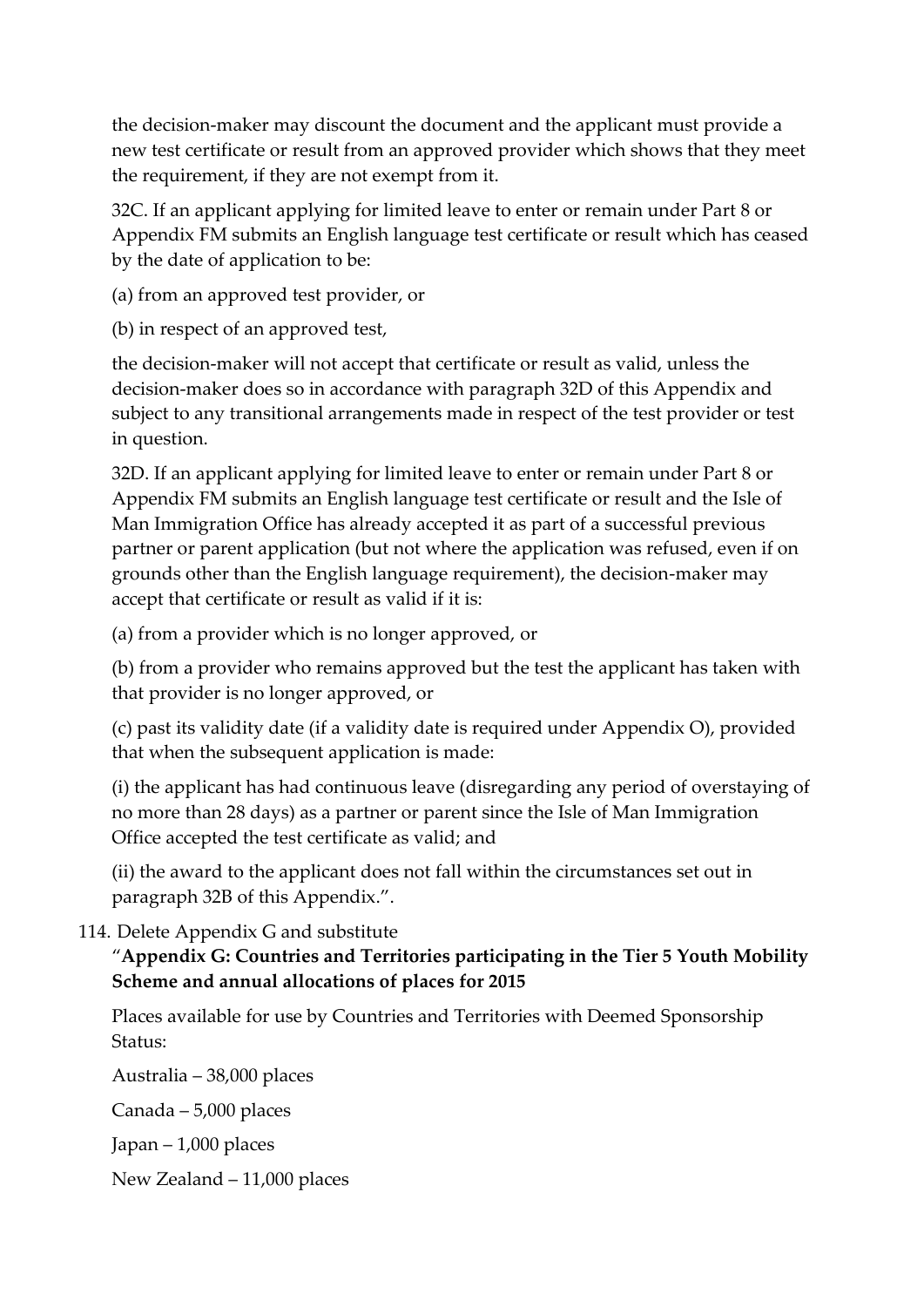the decision-maker may discount the document and the applicant must provide a new test certificate or result from an approved provider which shows that they meet the requirement, if they are not exempt from it.

32C. If an applicant applying for limited leave to enter or remain under Part 8 or Appendix FM submits an English language test certificate or result which has ceased by the date of application to be:

(a) from an approved test provider, or

(b) in respect of an approved test,

the decision-maker will not accept that certificate or result as valid, unless the decision-maker does so in accordance with paragraph 32D of this Appendix and subject to any transitional arrangements made in respect of the test provider or test in question.

32D. If an applicant applying for limited leave to enter or remain under Part 8 or Appendix FM submits an English language test certificate or result and the Isle of Man Immigration Office has already accepted it as part of a successful previous partner or parent application (but not where the application was refused, even if on grounds other than the English language requirement), the decision-maker may accept that certificate or result as valid if it is:

(a) from a provider which is no longer approved, or

(b) from a provider who remains approved but the test the applicant has taken with that provider is no longer approved, or

(c) past its validity date (if a validity date is required under Appendix O), provided that when the subsequent application is made:

(i) the applicant has had continuous leave (disregarding any period of overstaying of no more than 28 days) as a partner or parent since the Isle of Man Immigration Office accepted the test certificate as valid; and

(ii) the award to the applicant does not fall within the circumstances set out in paragraph 32B of this Appendix.".

114. Delete Appendix G and substitute

"**Appendix G: Countries and Territories participating in the Tier 5 Youth Mobility Scheme and annual allocations of places for 2015**

Places available for use by Countries and Territories with Deemed Sponsorship Status:

Australia – 38,000 places

Canada – 5,000 places

Japan – 1,000 places

New Zealand – 11,000 places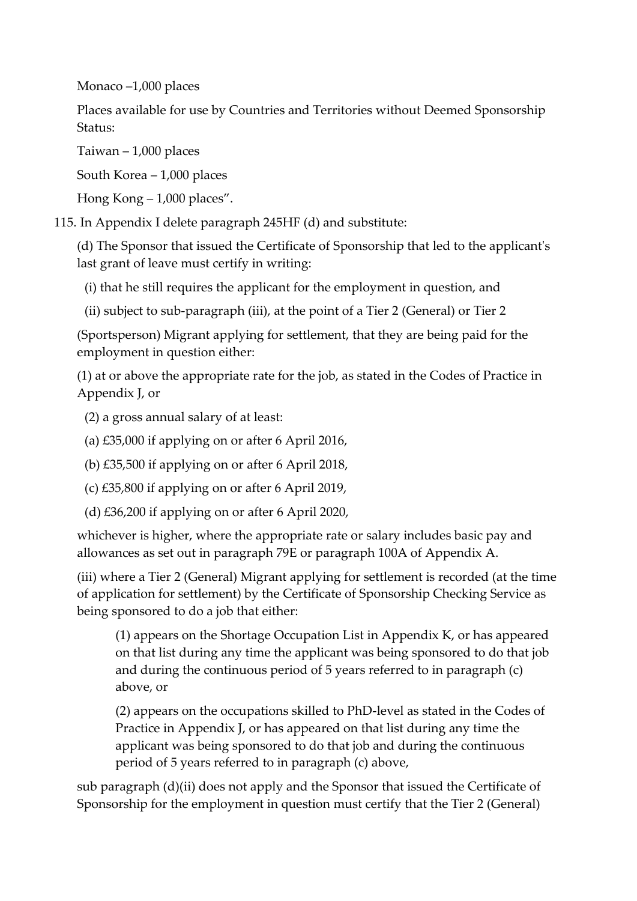Monaco –1,000 places

Places available for use by Countries and Territories without Deemed Sponsorship Status:

Taiwan – 1,000 places

South Korea – 1,000 places

Hong Kong – 1,000 places".

115. In Appendix I delete paragraph 245HF (d) and substitute:

(d) The Sponsor that issued the Certificate of Sponsorship that led to the applicant's last grant of leave must certify in writing:

(i) that he still requires the applicant for the employment in question, and

(ii) subject to sub-paragraph (iii), at the point of a Tier 2 (General) or Tier 2 (Sportsperson) Migrant applying for settlement, that they are being paid for the employment in question either:

(1) at or above the appropriate rate for the job, as stated in the Codes of Practice in Appendix J, or

(2) a gross annual salary of at least:

(a) £35,000 if applying on or after 6 April 2016,

(b) £35,500 if applying on or after 6 April 2018,

(c) £35,800 if applying on or after 6 April 2019,

(d) £36,200 if applying on or after 6 April 2020,

whichever is higher, where the appropriate rate or salary includes basic pay and allowances as set out in paragraph 79E or paragraph 100A of Appendix A.

(iii) where a Tier 2 (General) Migrant applying for settlement is recorded (at the time of application for settlement) by the Certificate of Sponsorship Checking Service as being sponsored to do a job that either:

(1) appears on the Shortage Occupation List in Appendix K, or has appeared on that list during any time the applicant was being sponsored to do that job and during the continuous period of 5 years referred to in paragraph (c) above, or

(2) appears on the occupations skilled to PhD-level as stated in the Codes of Practice in Appendix J, or has appeared on that list during any time the applicant was being sponsored to do that job and during the continuous period of 5 years referred to in paragraph (c) above,

sub paragraph (d)(ii) does not apply and the Sponsor that issued the Certificate of Sponsorship for the employment in question must certify that the Tier 2 (General)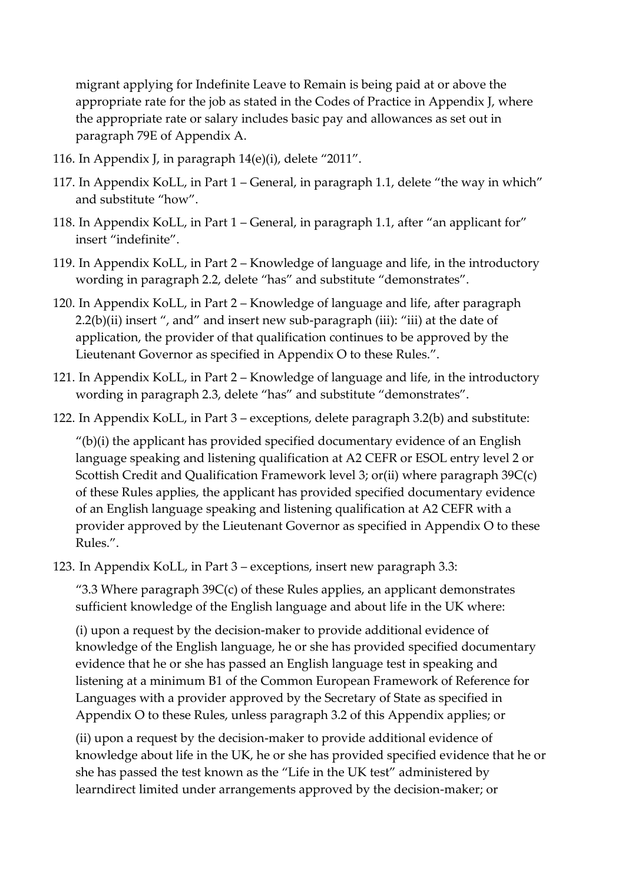migrant applying for Indefinite Leave to Remain is being paid at or above the appropriate rate for the job as stated in the Codes of Practice in Appendix J, where the appropriate rate or salary includes basic pay and allowances as set out in paragraph 79E of Appendix A.

116. In Appendix J, in paragraph 14(e)(i), delete "2011".

117. In Appendix KoLL, in Part 1 – General, in paragraph 1.1, delete "the way in which" and substitute "how".

118. In Appendix KoLL, in Part 1 – General, in paragraph 1.1, after "an applicant for" insert "indefinite".

119. In Appendix KoLL, in Part 2 – Knowledge of language and life, in the introductory wording in paragraph 2.2, delete "has" and substitute "demonstrates".

120. In Appendix KoLL, in Part 2 – Knowledge of language and life, after paragraph 2.2(b)(ii) insert ", and" and insert new sub-paragraph (iii): "iii) at the date of application, the provider of that qualification continues to be approved by the Lieutenant Governor as specified in Appendix O to these Rules.".

121. In Appendix KoLL, in Part 2 – Knowledge of language and life, in the introductory wording in paragraph 2.3, delete "has" and substitute "demonstrates".

122. In Appendix KoLL, in Part 3 – exceptions, delete paragraph 3.2(b) and substitute:

"(b)(i) the applicant has provided specified documentary evidence of an English language speaking and listening qualification at A2 CEFR or ESOL entry level 2 or Scottish Credit and Qualification Framework level 3; or(ii) where paragraph 39C(c) of these Rules applies, the applicant has provided specified documentary evidence of an English language speaking and listening qualification at A2 CEFR with a provider approved by the Lieutenant Governor as specified in Appendix O to these Rules.".

123. In Appendix KoLL, in Part 3 – exceptions, insert new paragraph 3.3:

"3.3 Where paragraph 39C(c) of these Rules applies, an applicant demonstrates sufficient knowledge of the English language and about life in the UK where:

(i) upon a request by the decision-maker to provide additional evidence of knowledge of the English language, he or she has provided specified documentary evidence that he or she has passed an English language test in speaking and listening at a minimum B1 of the Common European Framework of Reference for Languages with a provider approved by the Secretary of State as specified in Appendix O to these Rules, unless paragraph 3.2 of this Appendix applies; or

(ii) upon a request by the decision-maker to provide additional evidence of knowledge about life in the UK, he or she has provided specified evidence that he or she has passed the test known as the "Life in the UK test" administered by learndirect limited under arrangements approved by the decision-maker; or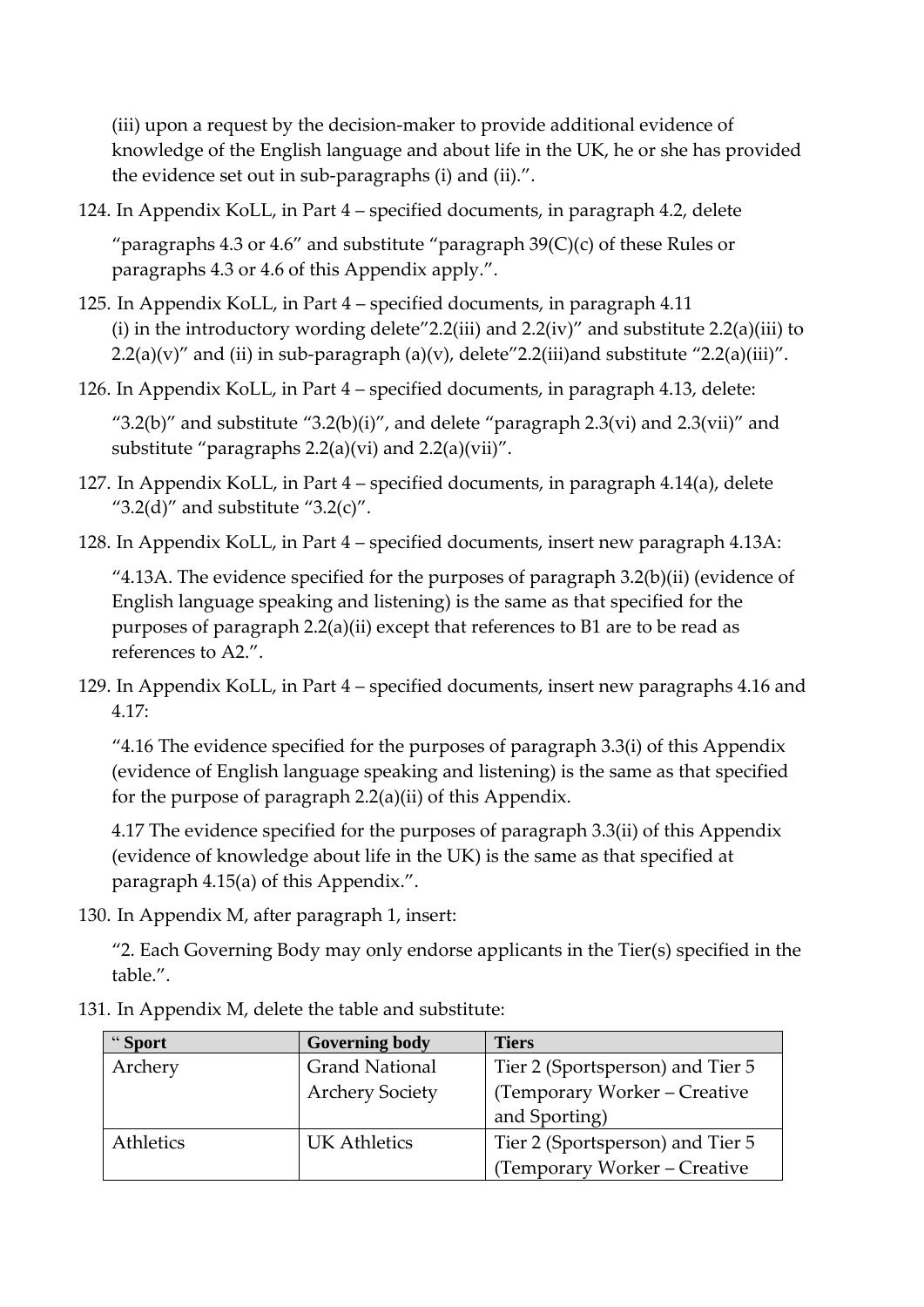(iii) upon a request by the decision-maker to provide additional evidence of knowledge of the English language and about life in the UK, he or she has provided the evidence set out in sub-paragraphs (i) and (ii).".

124. In Appendix KoLL, in Part 4 – specified documents, in paragraph 4.2, delete

"paragraphs 4.3 or 4.6" and substitute "paragraph 39(C)(c) of these Rules or paragraphs 4.3 or 4.6 of this Appendix apply.".

125. In Appendix KoLL, in Part 4 – specified documents, in paragraph 4.11 (i) in the introductory wording delete"2.2(iii) and 2.2(iv)" and substitute 2.2(a)(iii) to 2.2(a)(v)" and (ii) in sub-paragraph (a)(v), delete"2.2(iii)and substitute "2.2(a)(iii)".

126. In Appendix KoLL, in Part 4 – specified documents, in paragraph 4.13, delete:

"3.2(b)" and substitute "3.2(b)(i)", and delete "paragraph 2.3(vi) and 2.3(vii)" and substitute "paragraphs 2.2(a)(vi) and 2.2(a)(vii)".

127. In Appendix KoLL, in Part 4 – specified documents, in paragraph 4.14(a), delete "3.2(d)" and substitute "3.2(c)".

128. In Appendix KoLL, in Part 4 – specified documents, insert new paragraph 4.13A:

"4.13A. The evidence specified for the purposes of paragraph 3.2(b)(ii) (evidence of English language speaking and listening) is the same as that specified for the purposes of paragraph 2.2(a)(ii) except that references to B1 are to be read as references to A2.".

129. In Appendix KoLL, in Part 4 – specified documents, insert new paragraphs 4.16 and 4.17:

"4.16 The evidence specified for the purposes of paragraph 3.3(i) of this Appendix (evidence of English language speaking and listening) is the same as that specified for the purpose of paragraph 2.2(a)(ii) of this Appendix.

4.17 The evidence specified for the purposes of paragraph 3.3(ii) of this Appendix (evidence of knowledge about life in the UK) is the same as that specified at paragraph 4.15(a) of this Appendix.".

130. In Appendix M, after paragraph 1, insert:

"2. Each Governing Body may only endorse applicants in the Tier(s) specified in the table.".

131. In Appendix M, delete the table and substitute:

| " **Sport** | **Governing body** | **Tiers** |
|---|---|---|
| Archery | Grand National Archery Society | Tier 2 (Sportsperson) and Tier 5 (Temporary Worker – Creative and Sporting) |
| Athletics | UK Athletics | Tier 2 (Sportsperson) and Tier 5 (Temporary Worker – Creative |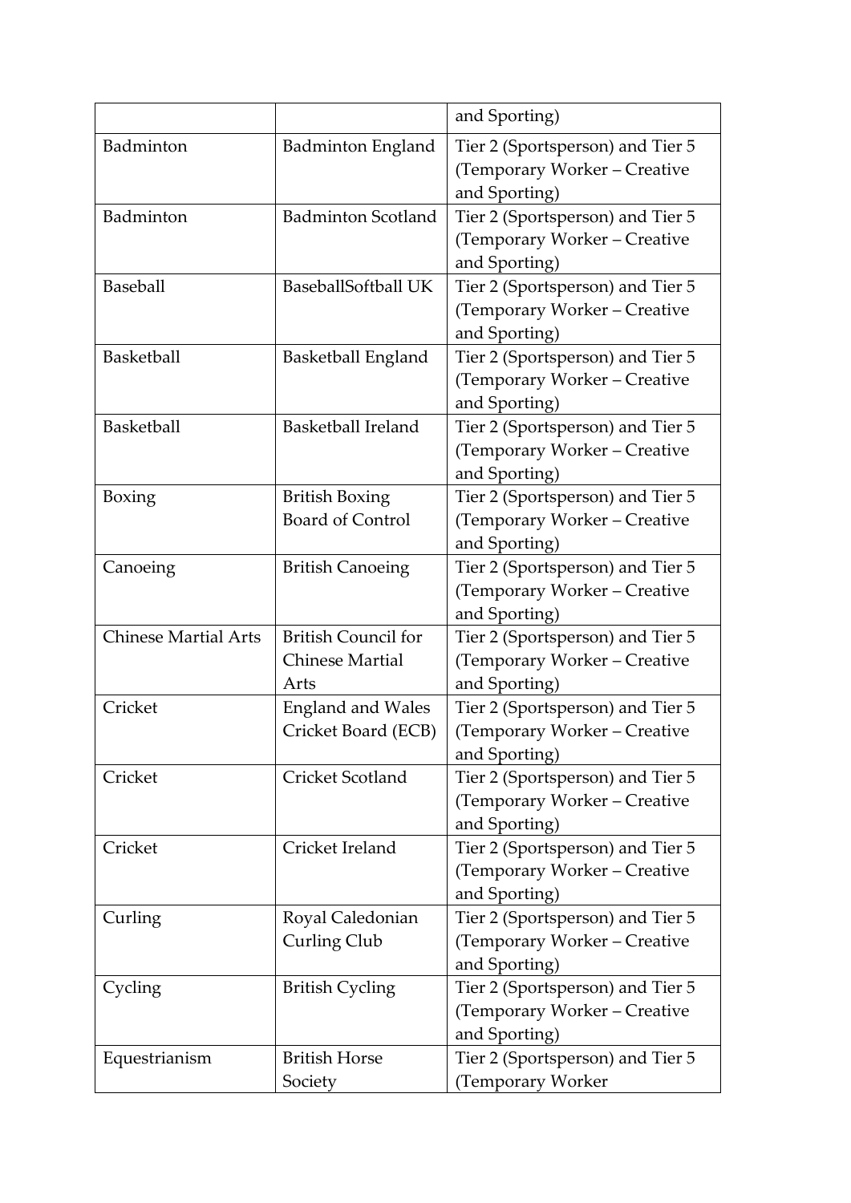| | | and Sporting) |
|---|---|---|
| Badminton | Badminton England | Tier 2 (Sportsperson) and Tier 5 (Temporary Worker – Creative and Sporting) |
| Badminton | Badminton Scotland | Tier 2 (Sportsperson) and Tier 5 (Temporary Worker – Creative and Sporting) |
| Baseball | BaseballSoftball UK | Tier 2 (Sportsperson) and Tier 5 (Temporary Worker – Creative and Sporting) |
| Basketball | Basketball England | Tier 2 (Sportsperson) and Tier 5 (Temporary Worker – Creative and Sporting) |
| Basketball | Basketball Ireland | Tier 2 (Sportsperson) and Tier 5 (Temporary Worker – Creative and Sporting) |
| Boxing | British Boxing Board of Control | Tier 2 (Sportsperson) and Tier 5 (Temporary Worker – Creative and Sporting) |
| Canoeing | British Canoeing | Tier 2 (Sportsperson) and Tier 5 (Temporary Worker – Creative and Sporting) |
| Chinese Martial Arts | British Council for Chinese Martial Arts | Tier 2 (Sportsperson) and Tier 5 (Temporary Worker – Creative and Sporting) |
| Cricket | England and Wales Cricket Board (ECB) | Tier 2 (Sportsperson) and Tier 5 (Temporary Worker – Creative and Sporting) |
| Cricket | Cricket Scotland | Tier 2 (Sportsperson) and Tier 5 (Temporary Worker – Creative and Sporting) |
| Cricket | Cricket Ireland | Tier 2 (Sportsperson) and Tier 5 (Temporary Worker – Creative and Sporting) |
| Curling | Royal Caledonian Curling Club | Tier 2 (Sportsperson) and Tier 5 (Temporary Worker – Creative and Sporting) |
| Cycling | British Cycling | Tier 2 (Sportsperson) and Tier 5 (Temporary Worker – Creative and Sporting) |
| Equestrianism | British Horse Society | Tier 2 (Sportsperson) and Tier 5 (Temporary Worker |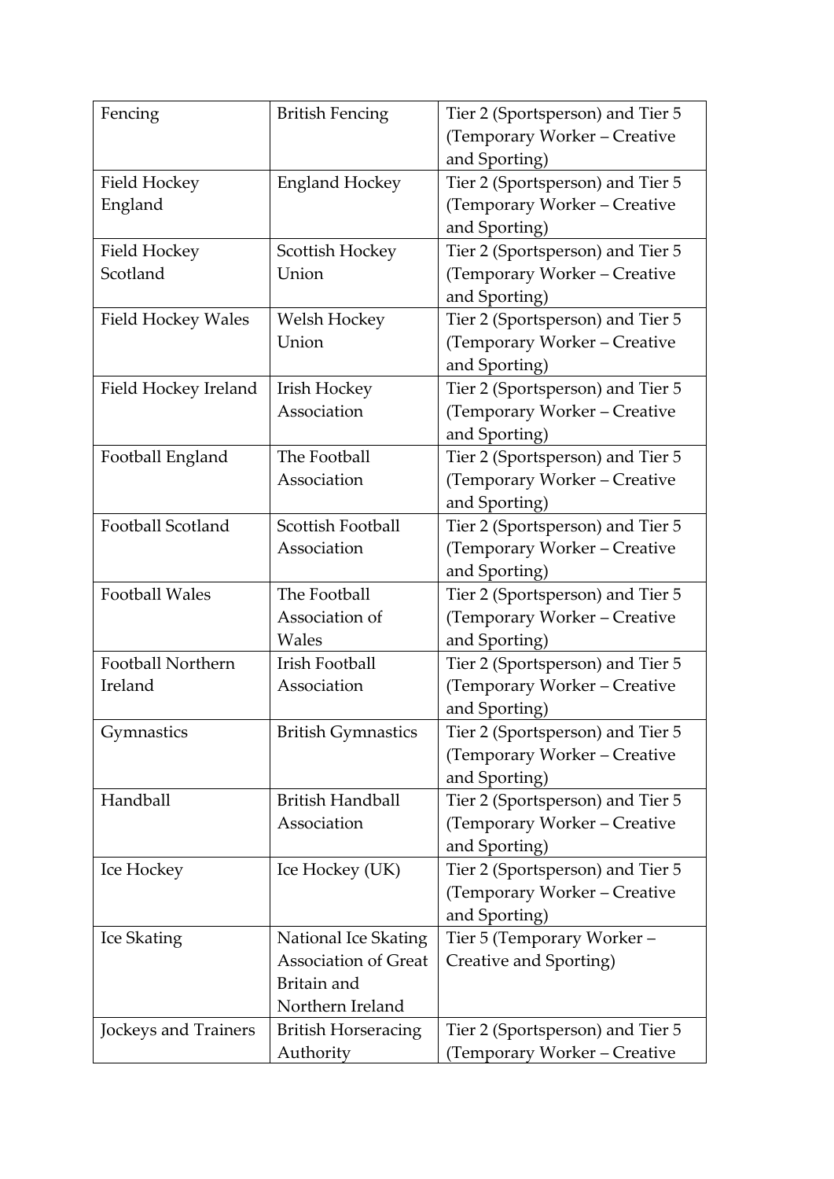| | | |
|---|---|---|
| Fencing | British Fencing | Tier 2 (Sportsperson) and Tier 5 (Temporary Worker – Creative and Sporting) |
| Field Hockey England | England Hockey | Tier 2 (Sportsperson) and Tier 5 (Temporary Worker – Creative and Sporting) |
| Field Hockey Scotland | Scottish Hockey Union | Tier 2 (Sportsperson) and Tier 5 (Temporary Worker – Creative and Sporting) |
| Field Hockey Wales | Welsh Hockey Union | Tier 2 (Sportsperson) and Tier 5 (Temporary Worker – Creative and Sporting) |
| Field Hockey Ireland | Irish Hockey Association | Tier 2 (Sportsperson) and Tier 5 (Temporary Worker – Creative and Sporting) |
| Football England | The Football Association | Tier 2 (Sportsperson) and Tier 5 (Temporary Worker – Creative and Sporting) |
| Football Scotland | Scottish Football Association | Tier 2 (Sportsperson) and Tier 5 (Temporary Worker – Creative and Sporting) |
| Football Wales | The Football Association of Wales | Tier 2 (Sportsperson) and Tier 5 (Temporary Worker – Creative and Sporting) |
| Football Northern Ireland | Irish Football Association | Tier 2 (Sportsperson) and Tier 5 (Temporary Worker – Creative and Sporting) |
| Gymnastics | British Gymnastics | Tier 2 (Sportsperson) and Tier 5 (Temporary Worker – Creative and Sporting) |
| Handball | British Handball Association | Tier 2 (Sportsperson) and Tier 5 (Temporary Worker – Creative and Sporting) |
| Ice Hockey | Ice Hockey (UK) | Tier 2 (Sportsperson) and Tier 5 (Temporary Worker – Creative and Sporting) |
| Ice Skating | National Ice Skating Association of Great Britain and Northern Ireland | Tier 5 (Temporary Worker – Creative and Sporting) |
| Jockeys and Trainers | British Horseracing Authority | Tier 2 (Sportsperson) and Tier 5 (Temporary Worker – Creative |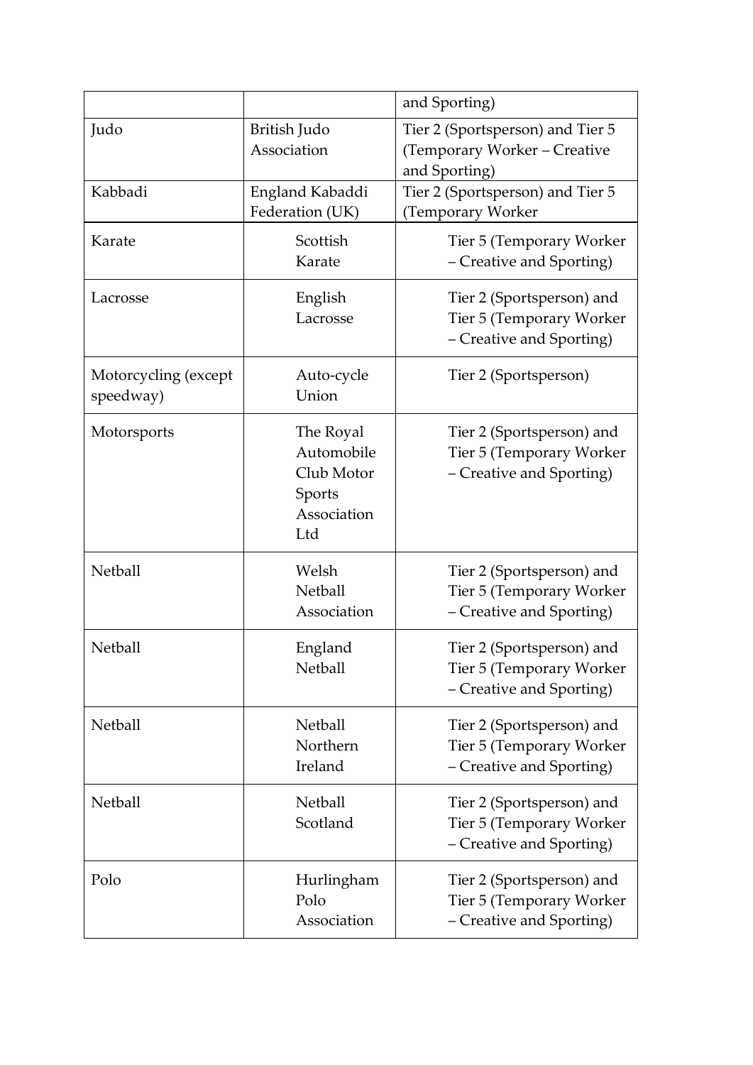| | | and Sporting) |
|---|---|---|
| Judo | British Judo Association | Tier 2 (Sportsperson) and Tier 5 (Temporary Worker – Creative and Sporting) |
| Kabbadi | England Kabaddi Federation (UK) | Tier 2 (Sportsperson) and Tier 5 (Temporary Worker |
| Karate | Scottish Karate | Tier 5 (Temporary Worker – Creative and Sporting) |
| Lacrosse | English Lacrosse | Tier 2 (Sportsperson) and Tier 5 (Temporary Worker – Creative and Sporting) |
| Motorcycling (except speedway) | Auto-cycle Union | Tier 2 (Sportsperson) |
| Motorsports | The Royal Automobile Club Motor Sports Association Ltd | Tier 2 (Sportsperson) and Tier 5 (Temporary Worker – Creative and Sporting) |
| Netball | Welsh Netball Association | Tier 2 (Sportsperson) and Tier 5 (Temporary Worker – Creative and Sporting) |
| Netball | England Netball | Tier 2 (Sportsperson) and Tier 5 (Temporary Worker – Creative and Sporting) |
| Netball | Netball Northern Ireland | Tier 2 (Sportsperson) and Tier 5 (Temporary Worker – Creative and Sporting) |
| Netball | Netball Scotland | Tier 2 (Sportsperson) and Tier 5 (Temporary Worker – Creative and Sporting) |
| Polo | Hurlingham Polo Association | Tier 2 (Sportsperson) and Tier 5 (Temporary Worker – Creative and Sporting) |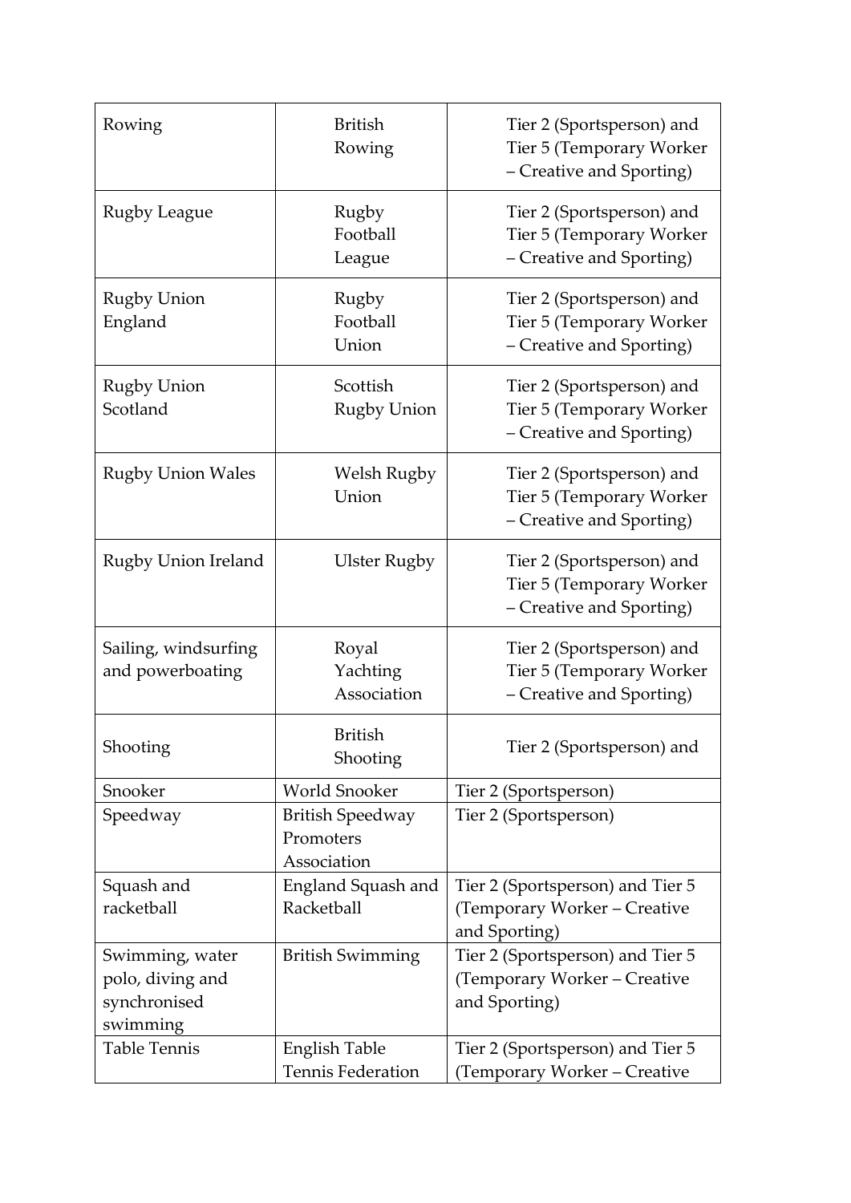| | | |
|---|---|---|
| Rowing | British Rowing | Tier 2 (Sportsperson) and Tier 5 (Temporary Worker – Creative and Sporting) |
| Rugby League | Rugby Football League | Tier 2 (Sportsperson) and Tier 5 (Temporary Worker – Creative and Sporting) |
| Rugby Union England | Rugby Football Union | Tier 2 (Sportsperson) and Tier 5 (Temporary Worker – Creative and Sporting) |
| Rugby Union Scotland | Scottish Rugby Union | Tier 2 (Sportsperson) and Tier 5 (Temporary Worker – Creative and Sporting) |
| Rugby Union Wales | Welsh Rugby Union | Tier 2 (Sportsperson) and Tier 5 (Temporary Worker – Creative and Sporting) |
| Rugby Union Ireland | Ulster Rugby | Tier 2 (Sportsperson) and Tier 5 (Temporary Worker – Creative and Sporting) |
| Sailing, windsurfing and powerboating | Royal Yachting Association | Tier 2 (Sportsperson) and Tier 5 (Temporary Worker – Creative and Sporting) |
| Shooting | British Shooting | Tier 2 (Sportsperson) and |
| Snooker | World Snooker | Tier 2 (Sportsperson) |
| Speedway | British Speedway Promoters Association | Tier 2 (Sportsperson) |
| Squash and racketball | England Squash and Racketball | Tier 2 (Sportsperson) and Tier 5 (Temporary Worker – Creative and Sporting) |
| Swimming, water polo, diving and synchronised swimming | British Swimming | Tier 2 (Sportsperson) and Tier 5 (Temporary Worker – Creative and Sporting) |
| Table Tennis | English Table Tennis Federation | Tier 2 (Sportsperson) and Tier 5 (Temporary Worker – Creative |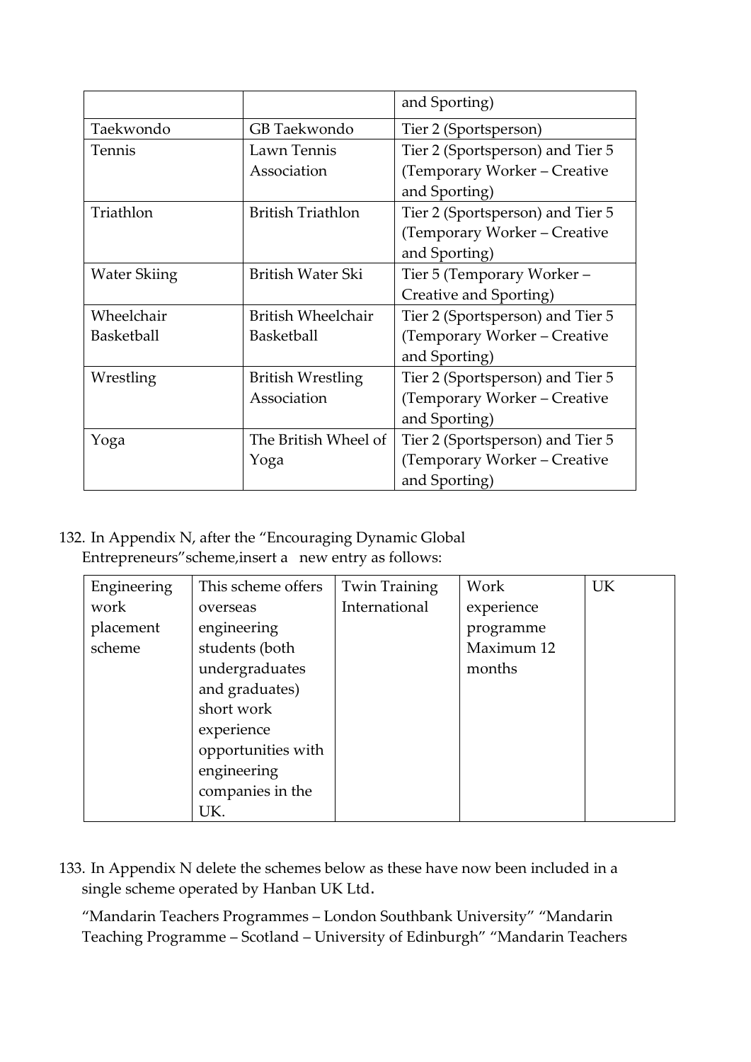| | | and Sporting) |
|---|---|---|
| Taekwondo | GB Taekwondo | Tier 2 (Sportsperson) |
| Tennis | Lawn Tennis Association | Tier 2 (Sportsperson) and Tier 5 (Temporary Worker – Creative and Sporting) |
| Triathlon | British Triathlon | Tier 2 (Sportsperson) and Tier 5 (Temporary Worker – Creative and Sporting) |
| Water Skiing | British Water Ski | Tier 5 (Temporary Worker – Creative and Sporting) |
| Wheelchair Basketball | British Wheelchair Basketball | Tier 2 (Sportsperson) and Tier 5 (Temporary Worker – Creative and Sporting) |
| Wrestling | British Wrestling Association | Tier 2 (Sportsperson) and Tier 5 (Temporary Worker – Creative and Sporting) |
| Yoga | The British Wheel of Yoga | Tier 2 (Sportsperson) and Tier 5 (Temporary Worker – Creative and Sporting) |

132. In Appendix N, after the "Encouraging Dynamic Global Entrepreneurs"scheme,insert a new entry as follows:

| Engineering work placement scheme | This scheme offers overseas engineering students (both undergraduates and graduates) short work experience opportunities with engineering companies in the UK. | Twin Training International | Work experience programme Maximum 12 months | UK |
|---|---|---|---|---|

133. In Appendix N delete the schemes below as these have now been included in a single scheme operated by Hanban UK Ltd.

"Mandarin Teachers Programmes – London Southbank University" "Mandarin Teaching Programme – Scotland – University of Edinburgh" "Mandarin Teachers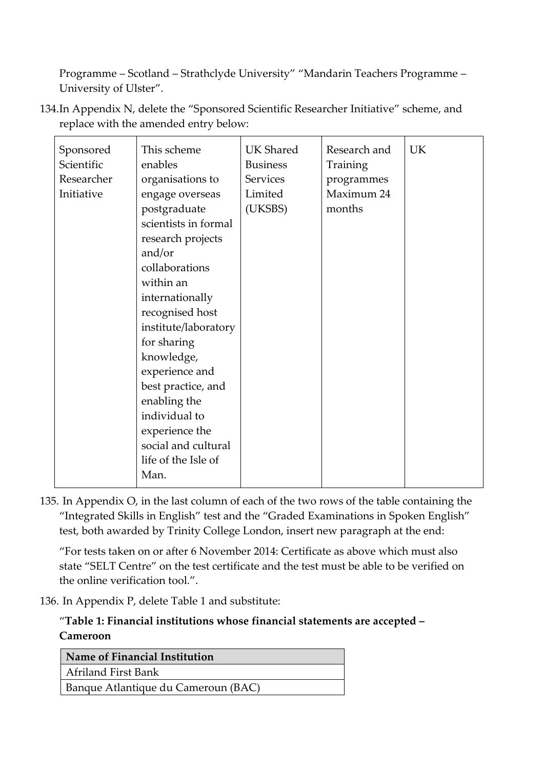Programme – Scotland – Strathclyde University" "Mandarin Teachers Programme – University of Ulster".

134. In Appendix N, delete the "Sponsored Scientific Researcher Initiative" scheme, and replace with the amended entry below:

| Sponsored Scientific Researcher Initiative | This scheme enables organisations to engage overseas postgraduate scientists in formal research projects and/or collaborations within an internationally recognised host institute/laboratory for sharing knowledge, experience and best practice, and enabling the individual to experience the social and cultural life of the Isle of Man. | UK Shared Business Services Limited (UKSBS) | Research and Training programmes Maximum 24 months | UK |
|---|---|---|---|---|

135. In Appendix O, in the last column of each of the two rows of the table containing the "Integrated Skills in English" test and the "Graded Examinations in Spoken English" test, both awarded by Trinity College London, insert new paragraph at the end:

"For tests taken on or after 6 November 2014: Certificate as above which must also state "SELT Centre" on the test certificate and the test must be able to be verified on the online verification tool.".

136. In Appendix P, delete Table 1 and substitute:

"**Table 1: Financial institutions whose financial statements are accepted – Cameroon**

| Name of Financial Institution |
|---|
| Afriland First Bank |
| Banque Atlantique du Cameroun (BAC) |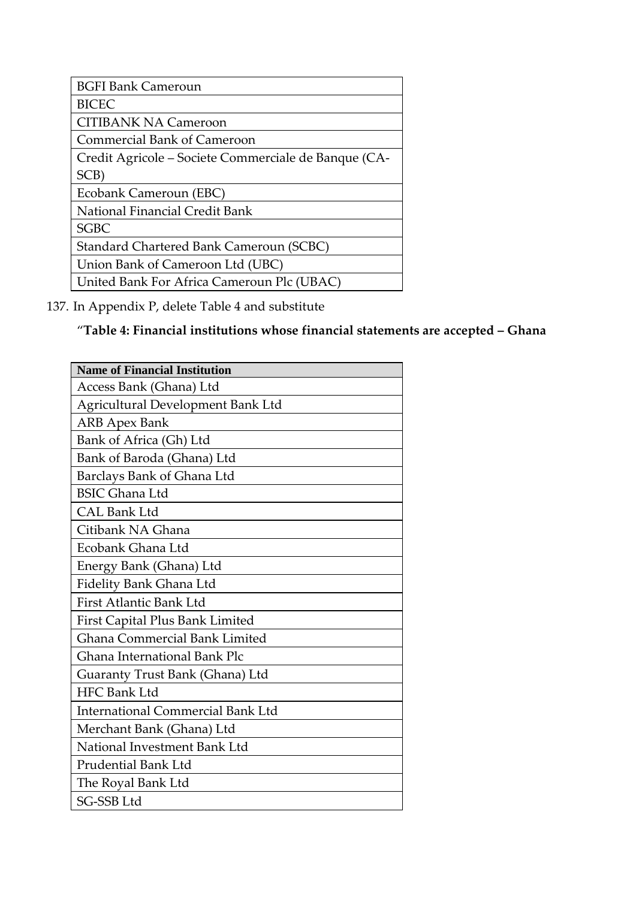| BGFI Bank Cameroun |
|---|
| BICEC |
| CITIBANK NA Cameroon |
| Commercial Bank of Cameroon |
| Credit Agricole – Societe Commerciale de Banque (CA-SCB) |
| Ecobank Cameroun (EBC) |
| National Financial Credit Bank |
| SGBC |
| Standard Chartered Bank Cameroun (SCBC) |
| Union Bank of Cameroon Ltd (UBC) |
| United Bank For Africa Cameroun Plc (UBAC) |

137. In Appendix P, delete Table 4 and substitute

"**Table 4: Financial institutions whose financial statements are accepted – Ghana**

| Name of Financial Institution |
|---|
| Access Bank (Ghana) Ltd |
| Agricultural Development Bank Ltd |
| ARB Apex Bank |
| Bank of Africa (Gh) Ltd |
| Bank of Baroda (Ghana) Ltd |
| Barclays Bank of Ghana Ltd |
| BSIC Ghana Ltd |
| CAL Bank Ltd |
| Citibank NA Ghana |
| Ecobank Ghana Ltd |
| Energy Bank (Ghana) Ltd |
| Fidelity Bank Ghana Ltd |
| First Atlantic Bank Ltd |
| First Capital Plus Bank Limited |
| Ghana Commercial Bank Limited |
| Ghana International Bank Plc |
| Guaranty Trust Bank (Ghana) Ltd |
| HFC Bank Ltd |
| International Commercial Bank Ltd |
| Merchant Bank (Ghana) Ltd |
| National Investment Bank Ltd |
| Prudential Bank Ltd |
| The Royal Bank Ltd |
| SG-SSB Ltd |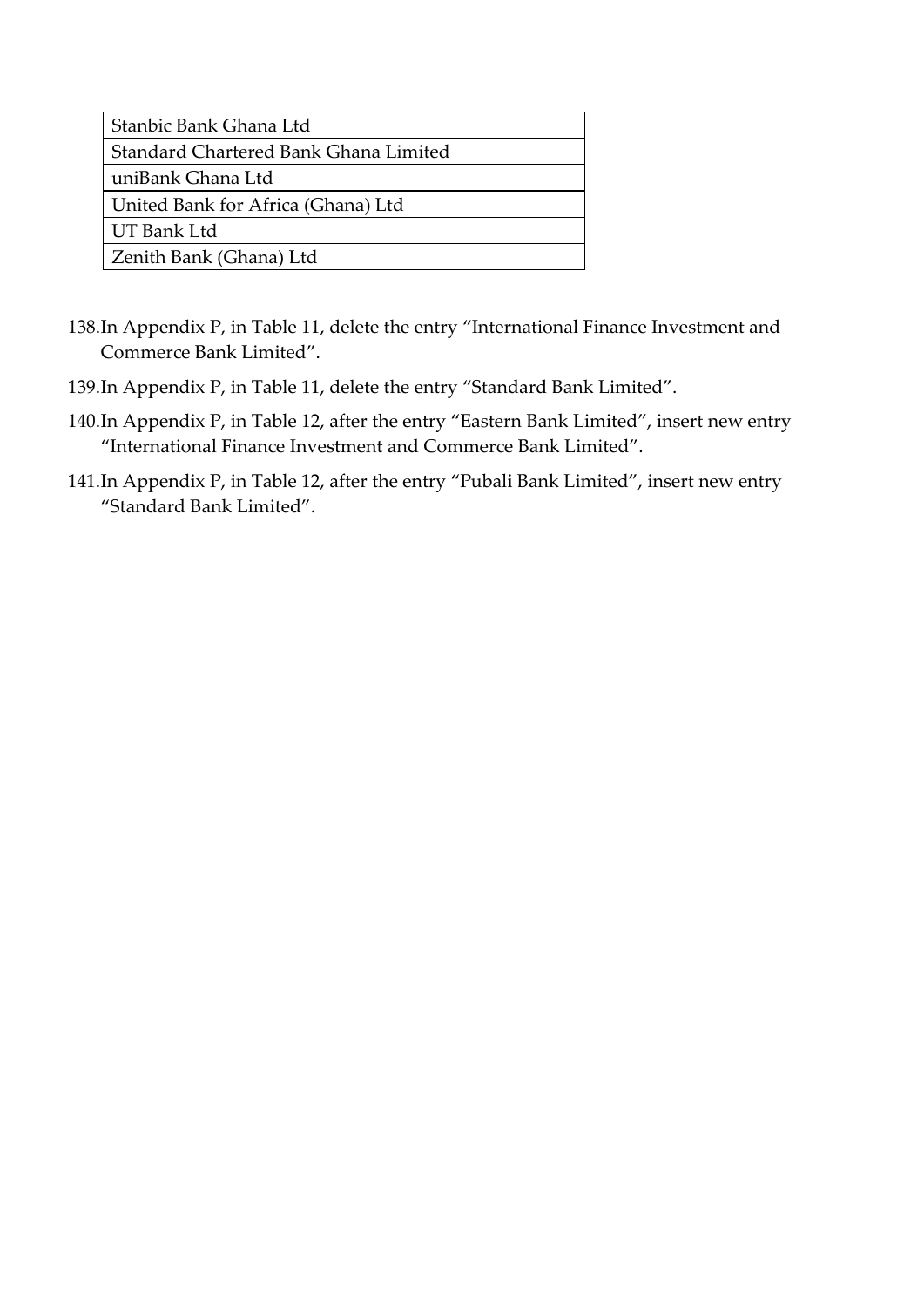| Stanbic Bank Ghana Ltd |
|---|
| Standard Chartered Bank Ghana Limited |
| uniBank Ghana Ltd |
| United Bank for Africa (Ghana) Ltd |
| UT Bank Ltd |
| Zenith Bank (Ghana) Ltd |

138. In Appendix P, in Table 11, delete the entry "International Finance Investment and Commerce Bank Limited".

139. In Appendix P, in Table 11, delete the entry "Standard Bank Limited".

140. In Appendix P, in Table 12, after the entry "Eastern Bank Limited", insert new entry "International Finance Investment and Commerce Bank Limited".

141. In Appendix P, in Table 12, after the entry "Pubali Bank Limited", insert new entry "Standard Bank Limited".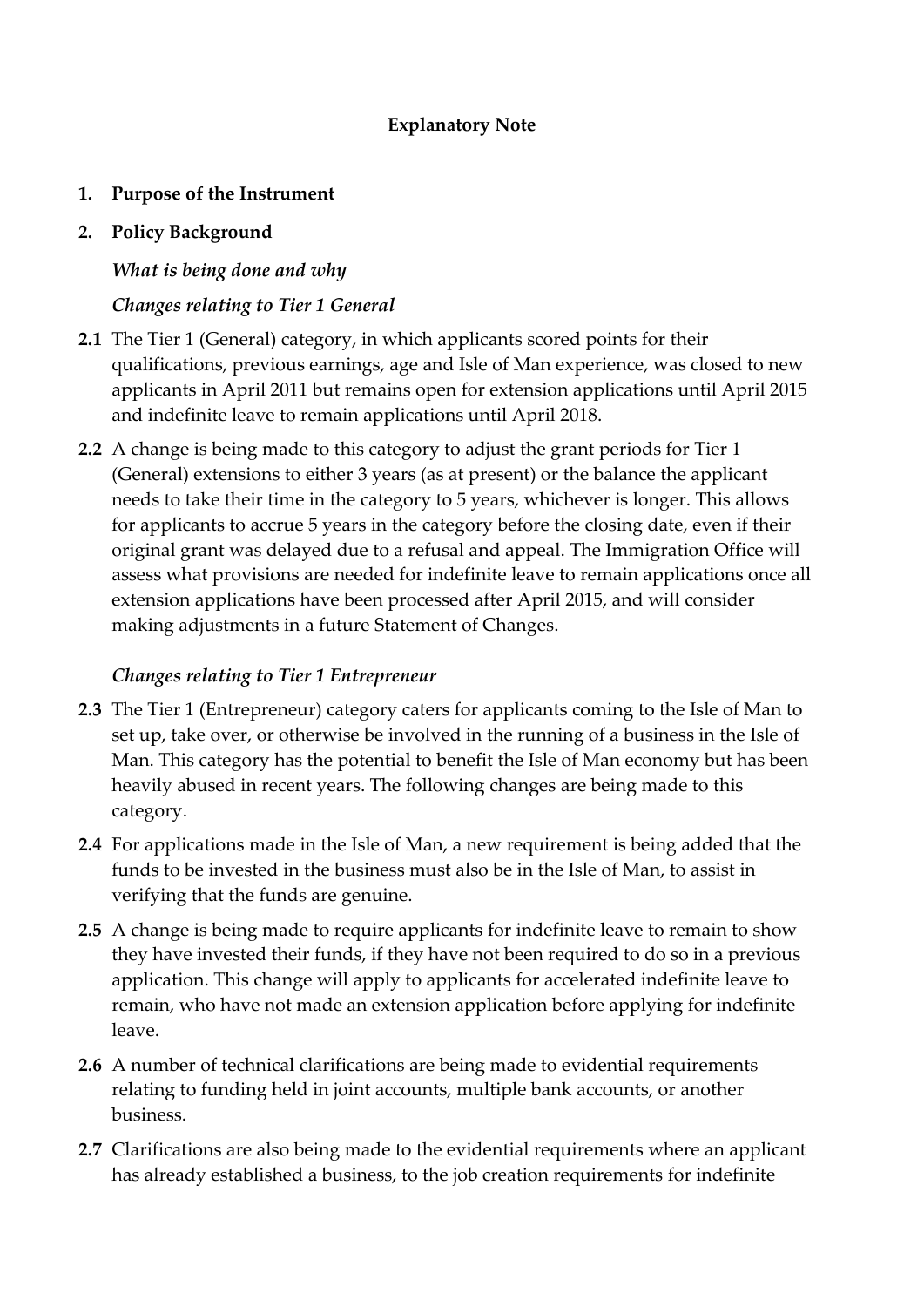**Explanatory Note**

**1. Purpose of the Instrument**

**2. Policy Background**

***What is being done and why***

***Changes relating to Tier 1 General***

**2.1** The Tier 1 (General) category, in which applicants scored points for their qualifications, previous earnings, age and Isle of Man experience, was closed to new applicants in April 2011 but remains open for extension applications until April 2015 and indefinite leave to remain applications until April 2018.

**2.2** A change is being made to this category to adjust the grant periods for Tier 1 (General) extensions to either 3 years (as at present) or the balance the applicant needs to take their time in the category to 5 years, whichever is longer. This allows for applicants to accrue 5 years in the category before the closing date, even if their original grant was delayed due to a refusal and appeal. The Immigration Office will assess what provisions are needed for indefinite leave to remain applications once all extension applications have been processed after April 2015, and will consider making adjustments in a future Statement of Changes.

***Changes relating to Tier 1 Entrepreneur***

**2.3** The Tier 1 (Entrepreneur) category caters for applicants coming to the Isle of Man to set up, take over, or otherwise be involved in the running of a business in the Isle of Man. This category has the potential to benefit the Isle of Man economy but has been heavily abused in recent years. The following changes are being made to this category.

**2.4** For applications made in the Isle of Man, a new requirement is being added that the funds to be invested in the business must also be in the Isle of Man, to assist in verifying that the funds are genuine.

**2.5** A change is being made to require applicants for indefinite leave to remain to show they have invested their funds, if they have not been required to do so in a previous application. This change will apply to applicants for accelerated indefinite leave to remain, who have not made an extension application before applying for indefinite leave.

**2.6** A number of technical clarifications are being made to evidential requirements relating to funding held in joint accounts, multiple bank accounts, or another business.

**2.7** Clarifications are also being made to the evidential requirements where an applicant has already established a business, to the job creation requirements for indefinite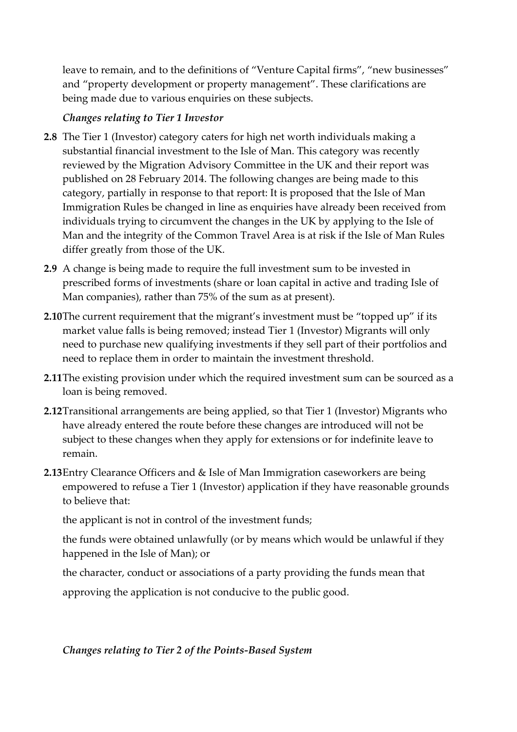leave to remain, and to the definitions of "Venture Capital firms", "new businesses" and "property development or property management". These clarifications are being made due to various enquiries on these subjects.

*Changes relating to Tier 1 Investor*

**2.8** The Tier 1 (Investor) category caters for high net worth individuals making a substantial financial investment to the Isle of Man. This category was recently reviewed by the Migration Advisory Committee in the UK and their report was published on 28 February 2014. The following changes are being made to this category, partially in response to that report: It is proposed that the Isle of Man Immigration Rules be changed in line as enquiries have already been received from individuals trying to circumvent the changes in the UK by applying to the Isle of Man and the integrity of the Common Travel Area is at risk if the Isle of Man Rules differ greatly from those of the UK.

**2.9** A change is being made to require the full investment sum to be invested in prescribed forms of investments (share or loan capital in active and trading Isle of Man companies), rather than 75% of the sum as at present).

**2.10** The current requirement that the migrant's investment must be "topped up" if its market value falls is being removed; instead Tier 1 (Investor) Migrants will only need to purchase new qualifying investments if they sell part of their portfolios and need to replace them in order to maintain the investment threshold.

**2.11** The existing provision under which the required investment sum can be sourced as a loan is being removed.

**2.12** Transitional arrangements are being applied, so that Tier 1 (Investor) Migrants who have already entered the route before these changes are introduced will not be subject to these changes when they apply for extensions or for indefinite leave to remain.

**2.13** Entry Clearance Officers and & Isle of Man Immigration caseworkers are being empowered to refuse a Tier 1 (Investor) application if they have reasonable grounds to believe that:

the applicant is not in control of the investment funds;

the funds were obtained unlawfully (or by means which would be unlawful if they happened in the Isle of Man); or

the character, conduct or associations of a party providing the funds mean that approving the application is not conducive to the public good.

*Changes relating to Tier 2 of the Points-Based System*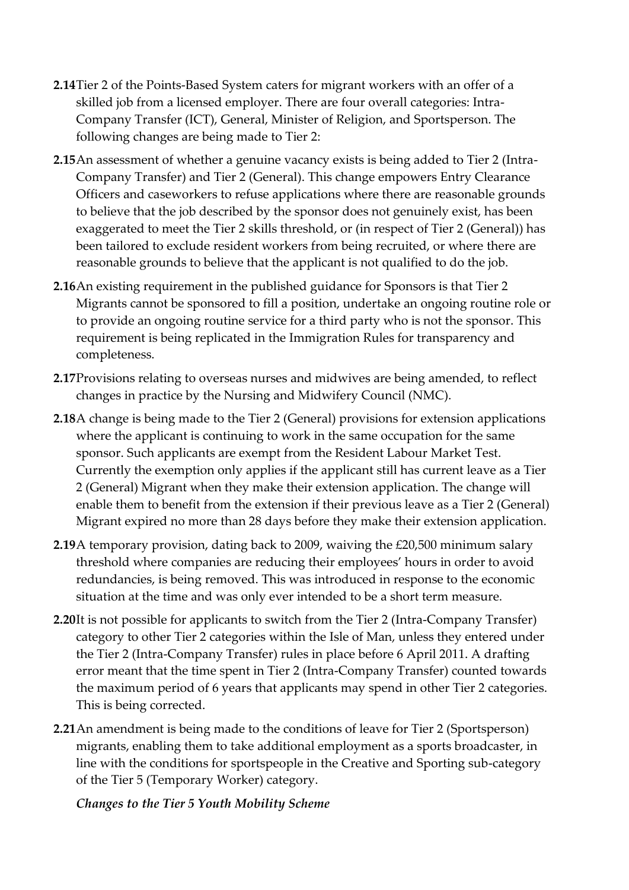**2.14** Tier 2 of the Points-Based System caters for migrant workers with an offer of a skilled job from a licensed employer. There are four overall categories: Intra-Company Transfer (ICT), General, Minister of Religion, and Sportsperson. The following changes are being made to Tier 2:

**2.15** An assessment of whether a genuine vacancy exists is being added to Tier 2 (Intra-Company Transfer) and Tier 2 (General). This change empowers Entry Clearance Officers and caseworkers to refuse applications where there are reasonable grounds to believe that the job described by the sponsor does not genuinely exist, has been exaggerated to meet the Tier 2 skills threshold, or (in respect of Tier 2 (General)) has been tailored to exclude resident workers from being recruited, or where there are reasonable grounds to believe that the applicant is not qualified to do the job.

**2.16** An existing requirement in the published guidance for Sponsors is that Tier 2 Migrants cannot be sponsored to fill a position, undertake an ongoing routine role or to provide an ongoing routine service for a third party who is not the sponsor. This requirement is being replicated in the Immigration Rules for transparency and completeness.

**2.17** Provisions relating to overseas nurses and midwives are being amended, to reflect changes in practice by the Nursing and Midwifery Council (NMC).

**2.18** A change is being made to the Tier 2 (General) provisions for extension applications where the applicant is continuing to work in the same occupation for the same sponsor. Such applicants are exempt from the Resident Labour Market Test. Currently the exemption only applies if the applicant still has current leave as a Tier 2 (General) Migrant when they make their extension application. The change will enable them to benefit from the extension if their previous leave as a Tier 2 (General) Migrant expired no more than 28 days before they make their extension application.

**2.19** A temporary provision, dating back to 2009, waiving the £20,500 minimum salary threshold where companies are reducing their employees' hours in order to avoid redundancies, is being removed. This was introduced in response to the economic situation at the time and was only ever intended to be a short term measure.

**2.20** It is not possible for applicants to switch from the Tier 2 (Intra-Company Transfer) category to other Tier 2 categories within the Isle of Man, unless they entered under the Tier 2 (Intra-Company Transfer) rules in place before 6 April 2011. A drafting error meant that the time spent in Tier 2 (Intra-Company Transfer) counted towards the maximum period of 6 years that applicants may spend in other Tier 2 categories. This is being corrected.

**2.21** An amendment is being made to the conditions of leave for Tier 2 (Sportsperson) migrants, enabling them to take additional employment as a sports broadcaster, in line with the conditions for sportspeople in the Creative and Sporting sub-category of the Tier 5 (Temporary Worker) category.

***Changes to the Tier 5 Youth Mobility Scheme***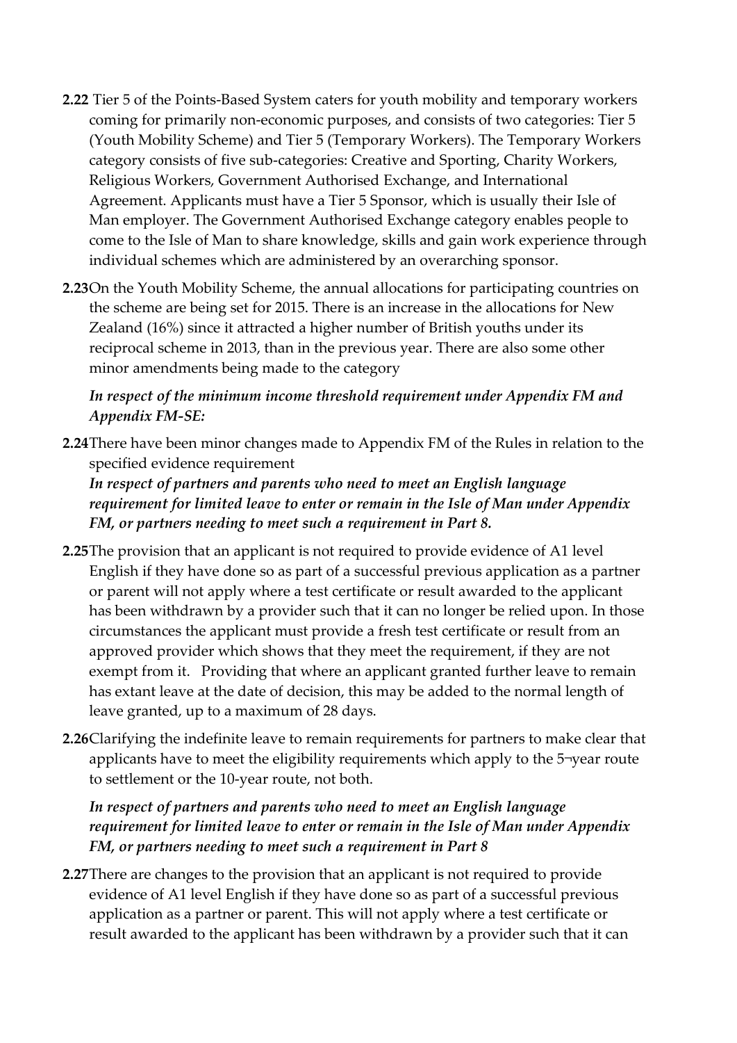**2.22** Tier 5 of the Points-Based System caters for youth mobility and temporary workers coming for primarily non-economic purposes, and consists of two categories: Tier 5 (Youth Mobility Scheme) and Tier 5 (Temporary Workers). The Temporary Workers category consists of five sub-categories: Creative and Sporting, Charity Workers, Religious Workers, Government Authorised Exchange, and International Agreement. Applicants must have a Tier 5 Sponsor, which is usually their Isle of Man employer. The Government Authorised Exchange category enables people to come to the Isle of Man to share knowledge, skills and gain work experience through individual schemes which are administered by an overarching sponsor.

**2.23**On the Youth Mobility Scheme, the annual allocations for participating countries on the scheme are being set for 2015. There is an increase in the allocations for New Zealand (16%) since it attracted a higher number of British youths under its reciprocal scheme in 2013, than in the previous year. There are also some other minor amendments being made to the category

***In respect of the minimum income threshold requirement under Appendix FM and Appendix FM-SE:***

**2.24**There have been minor changes made to Appendix FM of the Rules in relation to the specified evidence requirement

***In respect of partners and parents who need to meet an English language requirement for limited leave to enter or remain in the Isle of Man under Appendix FM, or partners needing to meet such a requirement in Part 8.***

**2.25**The provision that an applicant is not required to provide evidence of A1 level English if they have done so as part of a successful previous application as a partner or parent will not apply where a test certificate or result awarded to the applicant has been withdrawn by a provider such that it can no longer be relied upon. In those circumstances the applicant must provide a fresh test certificate or result from an approved provider which shows that they meet the requirement, if they are not exempt from it. Providing that where an applicant granted further leave to remain has extant leave at the date of decision, this may be added to the normal length of leave granted, up to a maximum of 28 days.

**2.26**Clarifying the indefinite leave to remain requirements for partners to make clear that applicants have to meet the eligibility requirements which apply to the 5¬year route to settlement or the 10-year route, not both.

***In respect of partners and parents who need to meet an English language requirement for limited leave to enter or remain in the Isle of Man under Appendix FM, or partners needing to meet such a requirement in Part 8***

**2.27**There are changes to the provision that an applicant is not required to provide evidence of A1 level English if they have done so as part of a successful previous application as a partner or parent. This will not apply where a test certificate or result awarded to the applicant has been withdrawn by a provider such that it can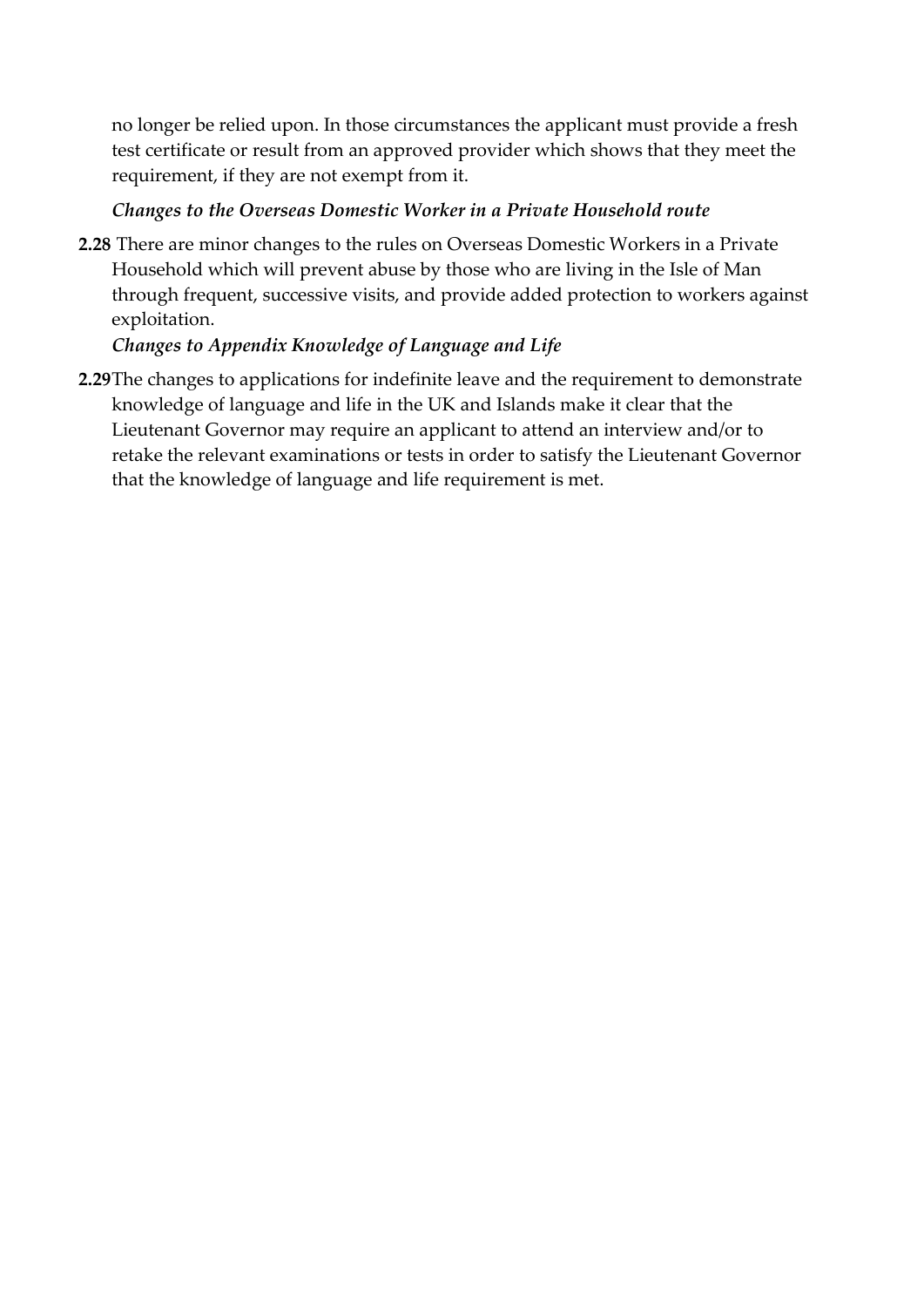no longer be relied upon. In those circumstances the applicant must provide a fresh test certificate or result from an approved provider which shows that they meet the requirement, if they are not exempt from it.

***Changes to the Overseas Domestic Worker in a Private Household route***

**2.28** There are minor changes to the rules on Overseas Domestic Workers in a Private Household which will prevent abuse by those who are living in the Isle of Man through frequent, successive visits, and provide added protection to workers against exploitation.

***Changes to Appendix Knowledge of Language and Life***

**2.29** The changes to applications for indefinite leave and the requirement to demonstrate knowledge of language and life in the UK and Islands make it clear that the Lieutenant Governor may require an applicant to attend an interview and/or to retake the relevant examinations or tests in order to satisfy the Lieutenant Governor that the knowledge of language and life requirement is met.